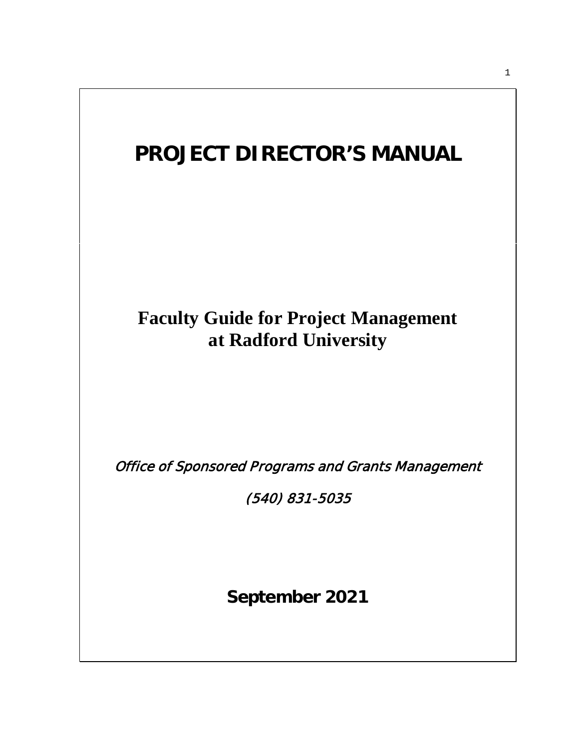# PROJECT DIRECTOR'S MANUAL

## Faculty Guide for Project Management at Radford University

*Office of Sponsored Programs and Grants Management*

*(540) 831-5035*

**September 2021**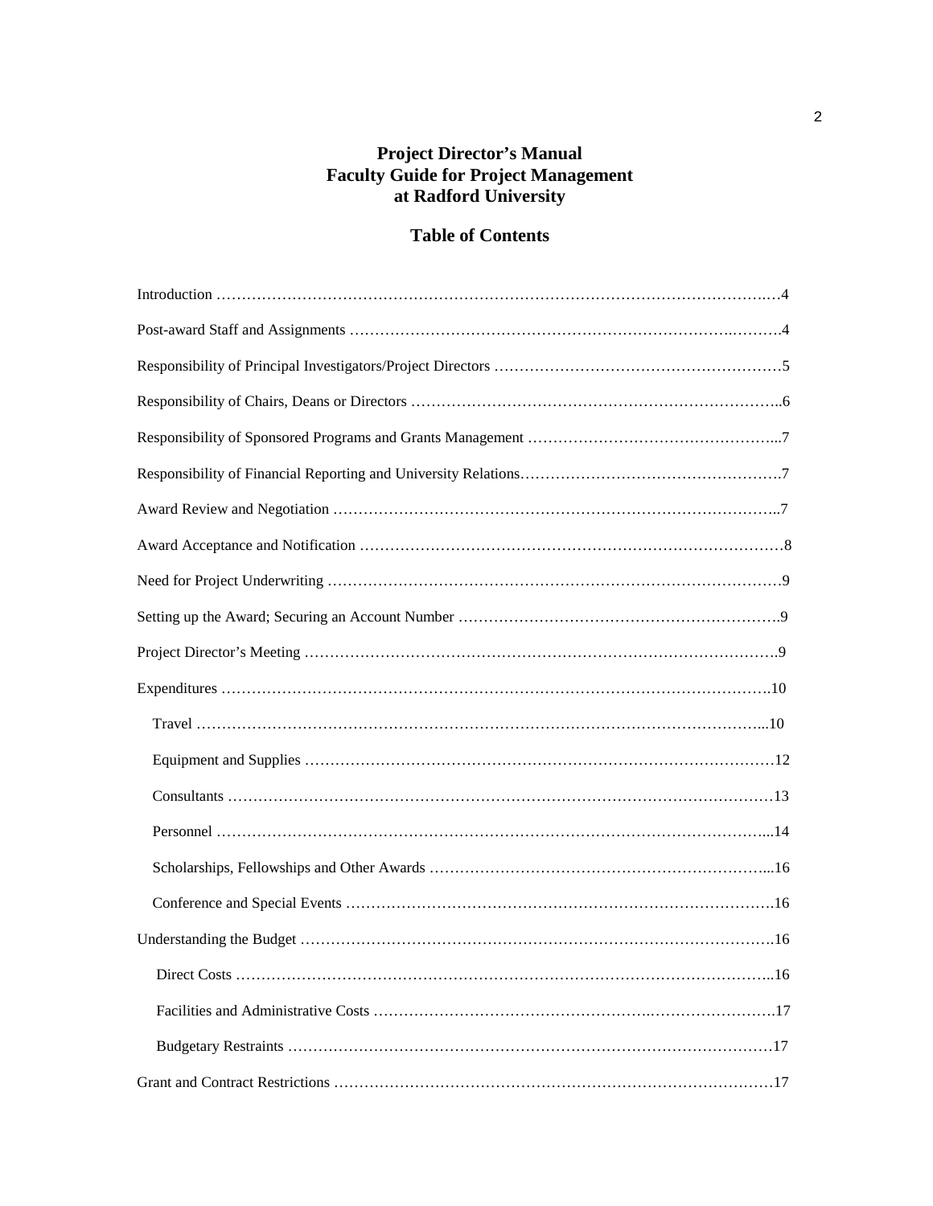# Project Director's Manual
# Faculty Guide for Project Management
# at Radford University

## Table of Contents

Introduction ………………………………………………………………………………………….…4

Post-award Staff and Assignments …………………………………………………………….………4

Responsibility of Principal Investigators/Project Directors …………………………………………………5

Responsibility of Chairs, Deans or Directors ……………………………………………………………..6

Responsibility of Sponsored Programs and Grants Management …………………………………………...7

Responsibility of Financial Reporting and University Relations……………………………………………7

Award Review and Negotiation ……………………………………………………………………………..7

Award Acceptance and Notification …………………………………………………………………………8

Need for Project Underwriting ………………………………………………………………………………9

Setting up the Award; Securing an Account Number ……………………………………………………….9

Project Director's Meeting ………………………………………………………………………………….9

Expenditures …………………………………………………………………………………………….10

  Travel ……………………………………………………………………………………………...10

  Equipment and Supplies ………………………………………………………………………………12

  Consultants ……………………………………………………………………………………………13

  Personnel ……………………………………………………………………………………………...14

  Scholarships, Fellowships and Other Awards …………………………………………………………...16

  Conference and Special Events ………………………………………………………………………….16

Understanding the Budget ………………………………………………………………………………….16

  Direct Costs …………………………………………………………………………………………..16

  Facilities and Administrative Costs …………………………………………….…………………….17

  Budgetary Restraints …………………………………………………………………………………17

Grant and Contract Restrictions ……………………………………………………………………………17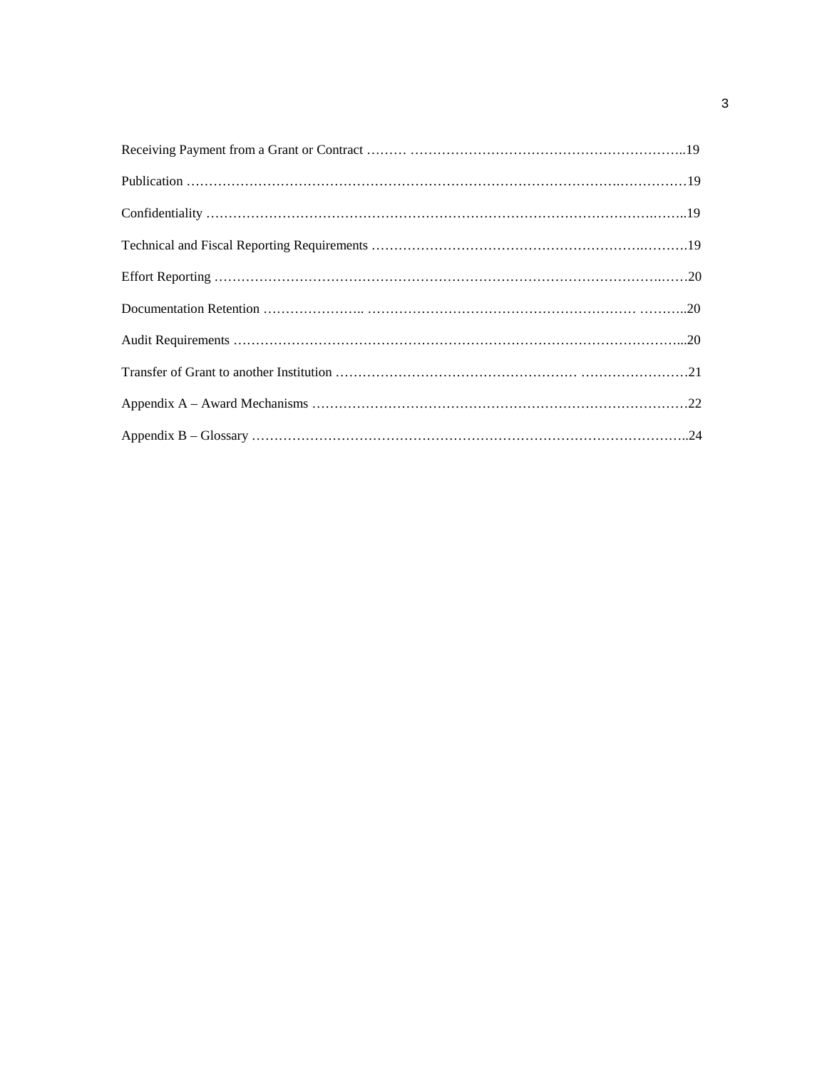Receiving Payment from a Grant or Contract ……… ………………………………………………………..19

Publication …………………………………………………………………………………….……………19

Confidentiality ……………………………………………………………………………………….……..19

Technical and Fiscal Reporting Requirements ………………………………………………………..……….19

Effort Reporting ………………………………………………………………………………………..……20

Documentation Retention ………………….. …………………………………………………… ………..20

Audit Requirements …………………………………………………………………………………………...20

Transfer of Grant to another Institution ……………………………………………… ……………………21

Appendix A – Award Mechanisms …………………………………………………………………………22

Appendix B – Glossary ………………………………………………………………………………………..24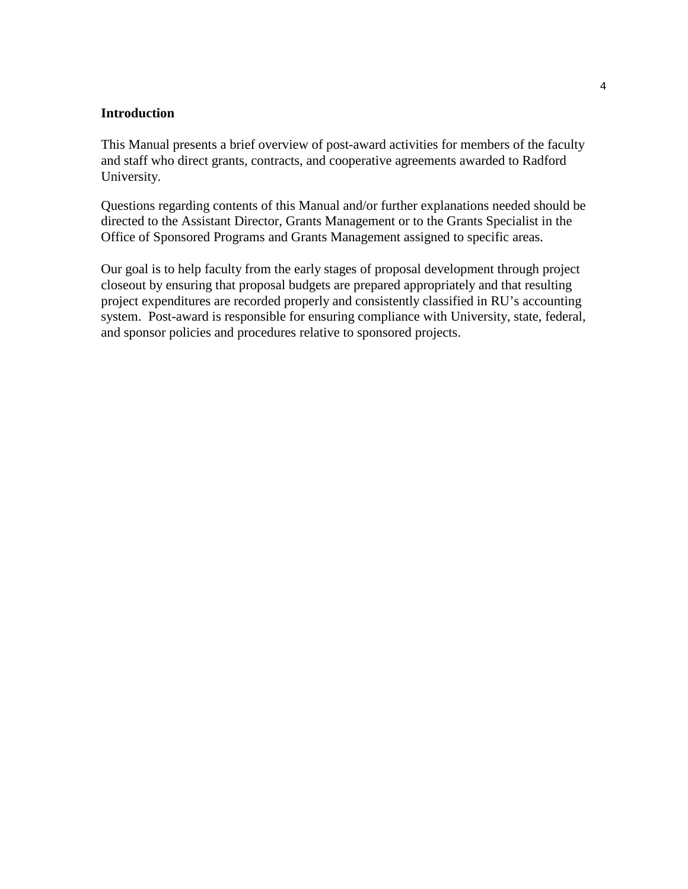## Introduction

This Manual presents a brief overview of post-award activities for members of the faculty and staff who direct grants, contracts, and cooperative agreements awarded to Radford University.

Questions regarding contents of this Manual and/or further explanations needed should be directed to the Assistant Director, Grants Management or to the Grants Specialist in the Office of Sponsored Programs and Grants Management assigned to specific areas.

Our goal is to help faculty from the early stages of proposal development through project closeout by ensuring that proposal budgets are prepared appropriately and that resulting project expenditures are recorded properly and consistently classified in RU's accounting system. Post-award is responsible for ensuring compliance with University, state, federal, and sponsor policies and procedures relative to sponsored projects.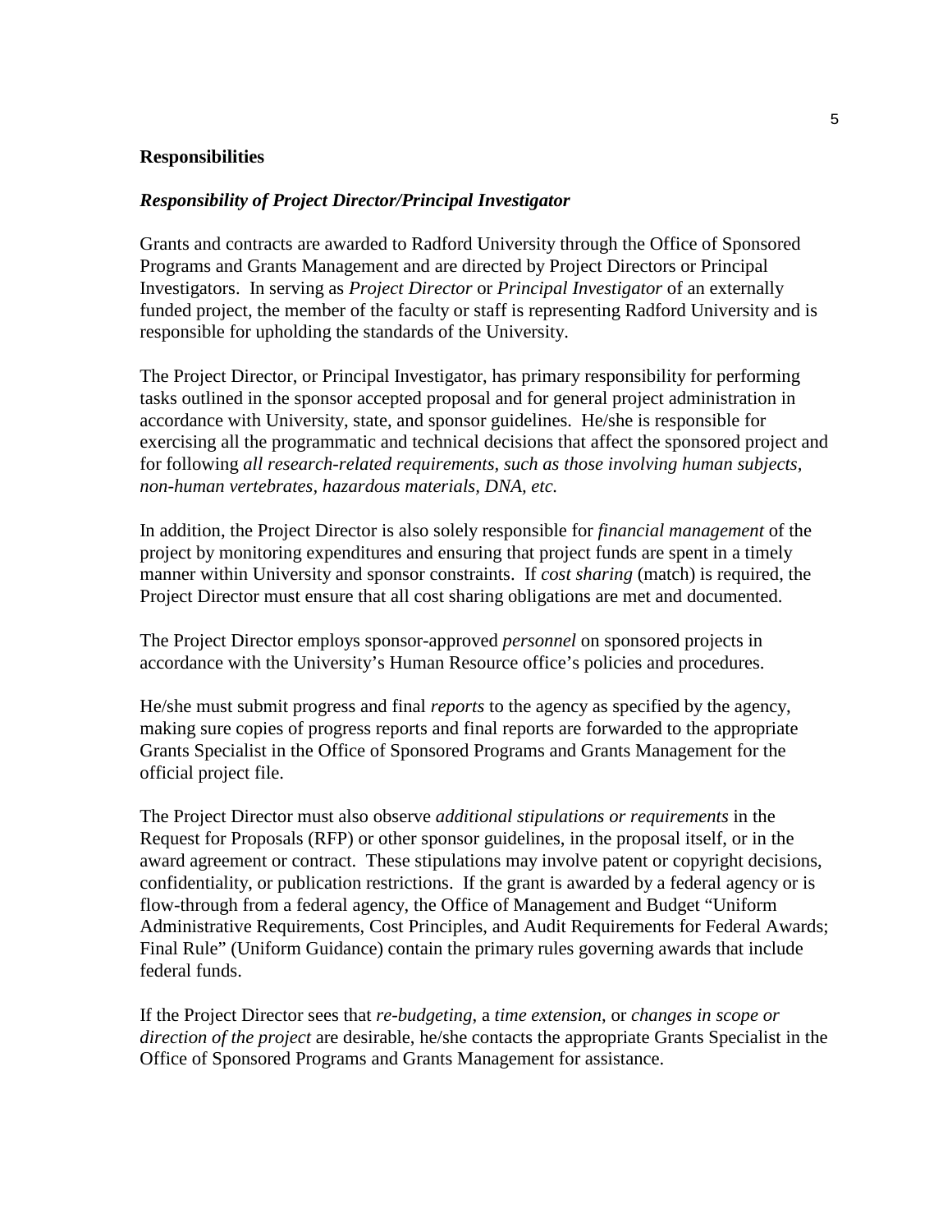## Responsibilities

### *Responsibility of Project Director/Principal Investigator*

Grants and contracts are awarded to Radford University through the Office of Sponsored Programs and Grants Management and are directed by Project Directors or Principal Investigators. In serving as *Project Director* or *Principal Investigator* of an externally funded project, the member of the faculty or staff is representing Radford University and is responsible for upholding the standards of the University.

The Project Director, or Principal Investigator, has primary responsibility for performing tasks outlined in the sponsor accepted proposal and for general project administration in accordance with University, state, and sponsor guidelines. He/she is responsible for exercising all the programmatic and technical decisions that affect the sponsored project and for following *all research-related requirements, such as those involving human subjects, non-human vertebrates, hazardous materials, DNA, etc.*

In addition, the Project Director is also solely responsible for *financial management* of the project by monitoring expenditures and ensuring that project funds are spent in a timely manner within University and sponsor constraints. If *cost sharing* (match) is required, the Project Director must ensure that all cost sharing obligations are met and documented.

The Project Director employs sponsor-approved *personnel* on sponsored projects in accordance with the University's Human Resource office's policies and procedures.

He/she must submit progress and final *reports* to the agency as specified by the agency, making sure copies of progress reports and final reports are forwarded to the appropriate Grants Specialist in the Office of Sponsored Programs and Grants Management for the official project file.

The Project Director must also observe *additional stipulations or requirements* in the Request for Proposals (RFP) or other sponsor guidelines, in the proposal itself, or in the award agreement or contract. These stipulations may involve patent or copyright decisions, confidentiality, or publication restrictions. If the grant is awarded by a federal agency or is flow-through from a federal agency, the Office of Management and Budget "Uniform Administrative Requirements, Cost Principles, and Audit Requirements for Federal Awards; Final Rule" (Uniform Guidance) contain the primary rules governing awards that include federal funds.

If the Project Director sees that *re-budgeting*, a *time extension*, or *changes in scope or direction of the project* are desirable, he/she contacts the appropriate Grants Specialist in the Office of Sponsored Programs and Grants Management for assistance.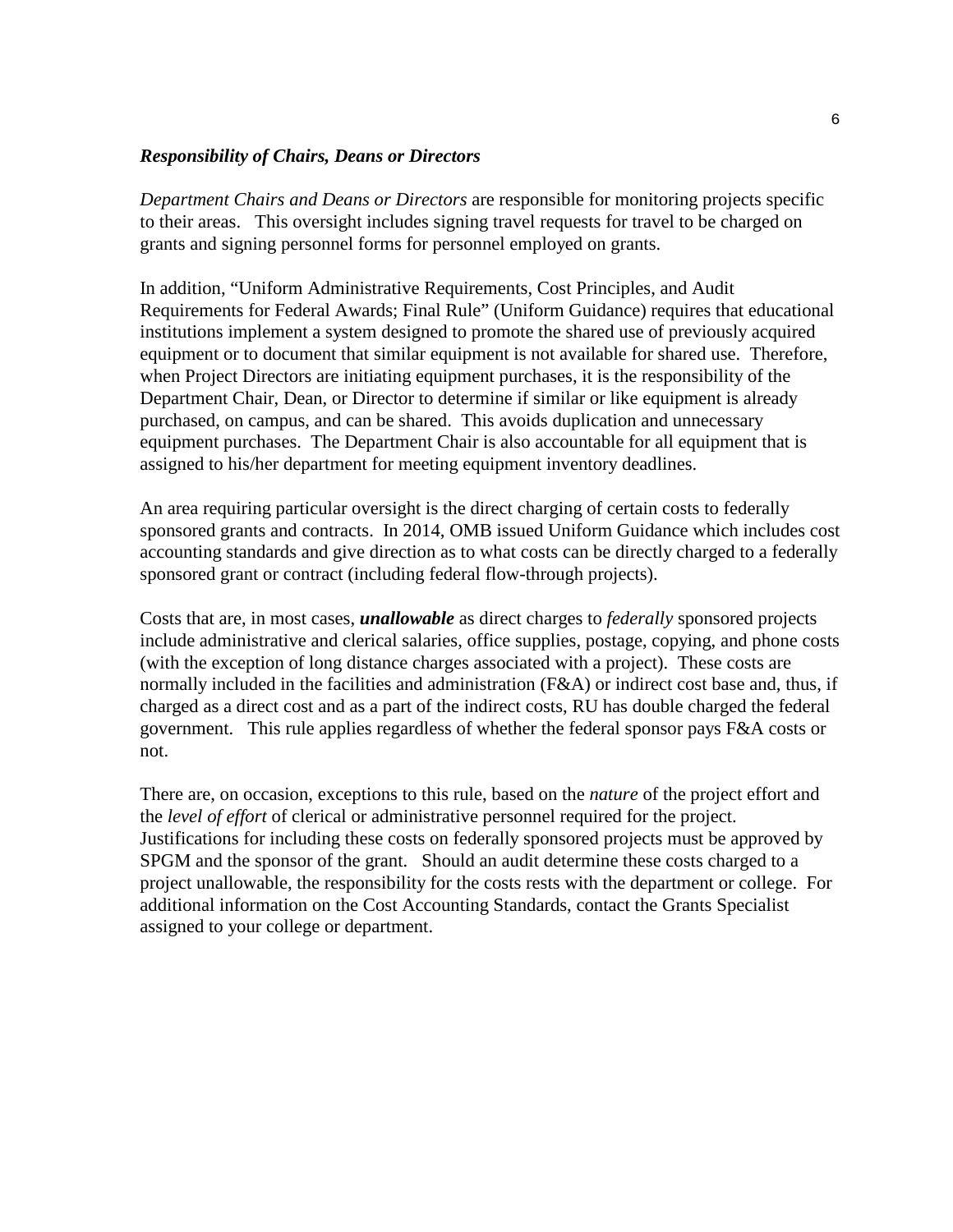### ***Responsibility of Chairs, Deans or Directors***

*Department Chairs and Deans or Directors* are responsible for monitoring projects specific to their areas. This oversight includes signing travel requests for travel to be charged on grants and signing personnel forms for personnel employed on grants.

In addition, "Uniform Administrative Requirements, Cost Principles, and Audit Requirements for Federal Awards; Final Rule" (Uniform Guidance) requires that educational institutions implement a system designed to promote the shared use of previously acquired equipment or to document that similar equipment is not available for shared use. Therefore, when Project Directors are initiating equipment purchases, it is the responsibility of the Department Chair, Dean, or Director to determine if similar or like equipment is already purchased, on campus, and can be shared. This avoids duplication and unnecessary equipment purchases. The Department Chair is also accountable for all equipment that is assigned to his/her department for meeting equipment inventory deadlines.

An area requiring particular oversight is the direct charging of certain costs to federally sponsored grants and contracts. In 2014, OMB issued Uniform Guidance which includes cost accounting standards and give direction as to what costs can be directly charged to a federally sponsored grant or contract (including federal flow-through projects).

Costs that are, in most cases, ***unallowable*** as direct charges to *federally* sponsored projects include administrative and clerical salaries, office supplies, postage, copying, and phone costs (with the exception of long distance charges associated with a project). These costs are normally included in the facilities and administration (F&A) or indirect cost base and, thus, if charged as a direct cost and as a part of the indirect costs, RU has double charged the federal government. This rule applies regardless of whether the federal sponsor pays F&A costs or not.

There are, on occasion, exceptions to this rule, based on the *nature* of the project effort and the *level of effort* of clerical or administrative personnel required for the project. Justifications for including these costs on federally sponsored projects must be approved by SPGM and the sponsor of the grant. Should an audit determine these costs charged to a project unallowable, the responsibility for the costs rests with the department or college. For additional information on the Cost Accounting Standards, contact the Grants Specialist assigned to your college or department.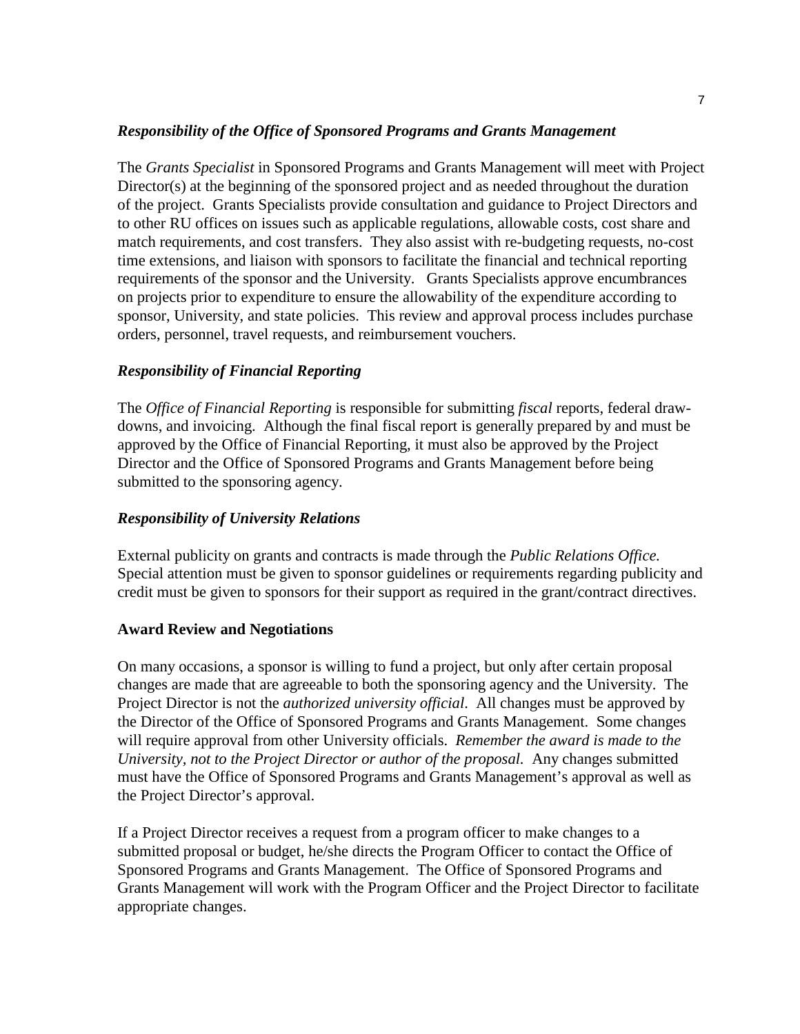### *Responsibility of the Office of Sponsored Programs and Grants Management*

The *Grants Specialist* in Sponsored Programs and Grants Management will meet with Project Director(s) at the beginning of the sponsored project and as needed throughout the duration of the project. Grants Specialists provide consultation and guidance to Project Directors and to other RU offices on issues such as applicable regulations, allowable costs, cost share and match requirements, and cost transfers. They also assist with re-budgeting requests, no-cost time extensions, and liaison with sponsors to facilitate the financial and technical reporting requirements of the sponsor and the University. Grants Specialists approve encumbrances on projects prior to expenditure to ensure the allowability of the expenditure according to sponsor, University, and state policies. This review and approval process includes purchase orders, personnel, travel requests, and reimbursement vouchers.

### *Responsibility of Financial Reporting*

The *Office of Financial Reporting* is responsible for submitting *fiscal* reports, federal draw-downs, and invoicing. Although the final fiscal report is generally prepared by and must be approved by the Office of Financial Reporting, it must also be approved by the Project Director and the Office of Sponsored Programs and Grants Management before being submitted to the sponsoring agency.

### *Responsibility of University Relations*

External publicity on grants and contracts is made through the *Public Relations Office.* Special attention must be given to sponsor guidelines or requirements regarding publicity and credit must be given to sponsors for their support as required in the grant/contract directives.

## **Award Review and Negotiations**

On many occasions, a sponsor is willing to fund a project, but only after certain proposal changes are made that are agreeable to both the sponsoring agency and the University. The Project Director is not the *authorized university official*. All changes must be approved by the Director of the Office of Sponsored Programs and Grants Management. Some changes will require approval from other University officials. *Remember the award is made to the University, not to the Project Director or author of the proposal.* Any changes submitted must have the Office of Sponsored Programs and Grants Management's approval as well as the Project Director's approval.

If a Project Director receives a request from a program officer to make changes to a submitted proposal or budget, he/she directs the Program Officer to contact the Office of Sponsored Programs and Grants Management. The Office of Sponsored Programs and Grants Management will work with the Program Officer and the Project Director to facilitate appropriate changes.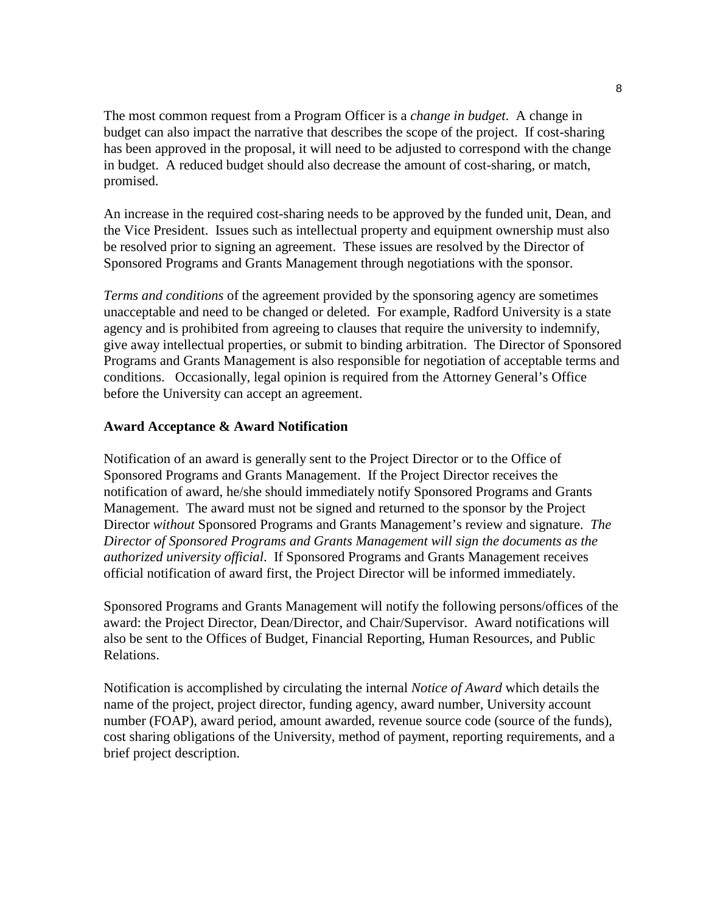The most common request from a Program Officer is a *change in budget*. A change in budget can also impact the narrative that describes the scope of the project. If cost-sharing has been approved in the proposal, it will need to be adjusted to correspond with the change in budget. A reduced budget should also decrease the amount of cost-sharing, or match, promised.

An increase in the required cost-sharing needs to be approved by the funded unit, Dean, and the Vice President. Issues such as intellectual property and equipment ownership must also be resolved prior to signing an agreement. These issues are resolved by the Director of Sponsored Programs and Grants Management through negotiations with the sponsor.

*Terms and conditions* of the agreement provided by the sponsoring agency are sometimes unacceptable and need to be changed or deleted. For example, Radford University is a state agency and is prohibited from agreeing to clauses that require the university to indemnify, give away intellectual properties, or submit to binding arbitration. The Director of Sponsored Programs and Grants Management is also responsible for negotiation of acceptable terms and conditions. Occasionally, legal opinion is required from the Attorney General's Office before the University can accept an agreement.

**Award Acceptance & Award Notification**

Notification of an award is generally sent to the Project Director or to the Office of Sponsored Programs and Grants Management. If the Project Director receives the notification of award, he/she should immediately notify Sponsored Programs and Grants Management. The award must not be signed and returned to the sponsor by the Project Director *without* Sponsored Programs and Grants Management's review and signature. *The Director of Sponsored Programs and Grants Management will sign the documents as the authorized university official*. If Sponsored Programs and Grants Management receives official notification of award first, the Project Director will be informed immediately.

Sponsored Programs and Grants Management will notify the following persons/offices of the award: the Project Director, Dean/Director, and Chair/Supervisor. Award notifications will also be sent to the Offices of Budget, Financial Reporting, Human Resources, and Public Relations.

Notification is accomplished by circulating the internal *Notice of Award* which details the name of the project, project director, funding agency, award number, University account number (FOAP), award period, amount awarded, revenue source code (source of the funds), cost sharing obligations of the University, method of payment, reporting requirements, and a brief project description.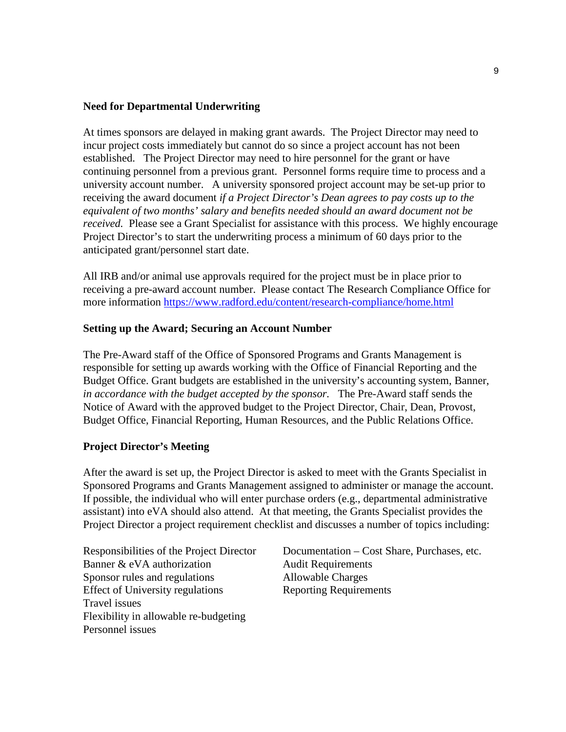**Need for Departmental Underwriting**

At times sponsors are delayed in making grant awards. The Project Director may need to incur project costs immediately but cannot do so since a project account has not been established. The Project Director may need to hire personnel for the grant or have continuing personnel from a previous grant. Personnel forms require time to process and a university account number. A university sponsored project account may be set-up prior to receiving the award document *if a Project Director's Dean agrees to pay costs up to the equivalent of two months' salary and benefits needed should an award document not be received.* Please see a Grant Specialist for assistance with this process. We highly encourage Project Director's to start the underwriting process a minimum of 60 days prior to the anticipated grant/personnel start date.

All IRB and/or animal use approvals required for the project must be in place prior to receiving a pre-award account number. Please contact The Research Compliance Office for more information https://www.radford.edu/content/research-compliance/home.html

**Setting up the Award; Securing an Account Number**

The Pre-Award staff of the Office of Sponsored Programs and Grants Management is responsible for setting up awards working with the Office of Financial Reporting and the Budget Office. Grant budgets are established in the university's accounting system, Banner, *in accordance with the budget accepted by the sponsor.* The Pre-Award staff sends the Notice of Award with the approved budget to the Project Director, Chair, Dean, Provost, Budget Office, Financial Reporting, Human Resources, and the Public Relations Office.

**Project Director's Meeting**

After the award is set up, the Project Director is asked to meet with the Grants Specialist in Sponsored Programs and Grants Management assigned to administer or manage the account. If possible, the individual who will enter purchase orders (e.g., departmental administrative assistant) into eVA should also attend. At that meeting, the Grants Specialist provides the Project Director a project requirement checklist and discusses a number of topics including:

Responsibilities of the Project Director
Banner & eVA authorization
Sponsor rules and regulations
Effect of University regulations
Travel issues
Flexibility in allowable re-budgeting
Personnel issues
Documentation – Cost Share, Purchases, etc.
Audit Requirements
Allowable Charges
Reporting Requirements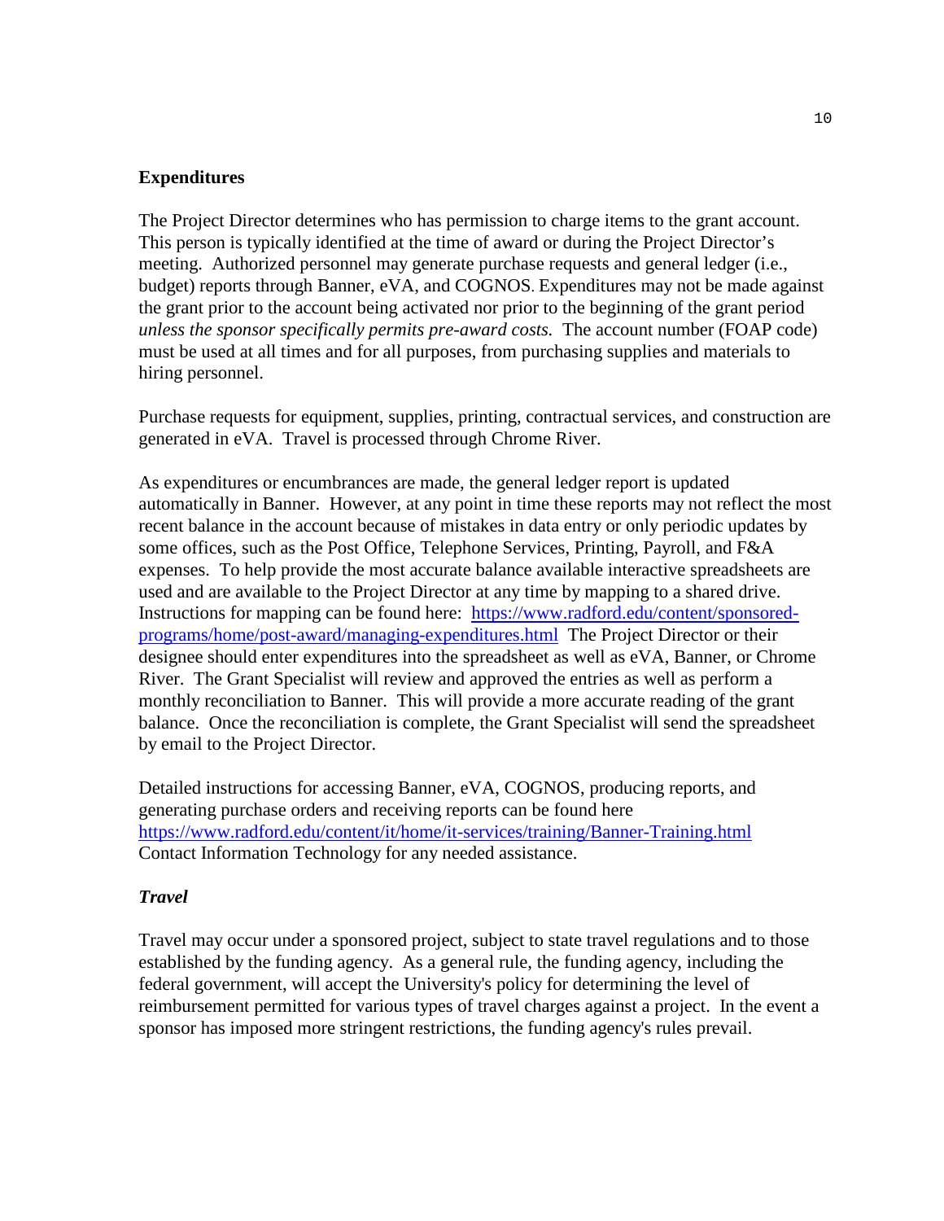**Expenditures**

The Project Director determines who has permission to charge items to the grant account. This person is typically identified at the time of award or during the Project Director's meeting. Authorized personnel may generate purchase requests and general ledger (i.e., budget) reports through Banner, eVA, and COGNOS. Expenditures may not be made against the grant prior to the account being activated nor prior to the beginning of the grant period *unless the sponsor specifically permits pre-award costs.* The account number (FOAP code) must be used at all times and for all purposes, from purchasing supplies and materials to hiring personnel.

Purchase requests for equipment, supplies, printing, contractual services, and construction are generated in eVA. Travel is processed through Chrome River.

As expenditures or encumbrances are made, the general ledger report is updated automatically in Banner. However, at any point in time these reports may not reflect the most recent balance in the account because of mistakes in data entry or only periodic updates by some offices, such as the Post Office, Telephone Services, Printing, Payroll, and F&A expenses. To help provide the most accurate balance available interactive spreadsheets are used and are available to the Project Director at any time by mapping to a shared drive. Instructions for mapping can be found here: [https://www.radford.edu/content/sponsored-programs/home/post-award/managing-expenditures.html](https://www.radford.edu/content/sponsored-programs/home/post-award/managing-expenditures.html) The Project Director or their designee should enter expenditures into the spreadsheet as well as eVA, Banner, or Chrome River. The Grant Specialist will review and approved the entries as well as perform a monthly reconciliation to Banner. This will provide a more accurate reading of the grant balance. Once the reconciliation is complete, the Grant Specialist will send the spreadsheet by email to the Project Director.

Detailed instructions for accessing Banner, eVA, COGNOS, producing reports, and generating purchase orders and receiving reports can be found here [https://www.radford.edu/content/it/home/it-services/training/Banner-Training.html](https://www.radford.edu/content/it/home/it-services/training/Banner-Training.html) Contact Information Technology for any needed assistance.

***Travel***

Travel may occur under a sponsored project, subject to state travel regulations and to those established by the funding agency. As a general rule, the funding agency, including the federal government, will accept the University's policy for determining the level of reimbursement permitted for various types of travel charges against a project. In the event a sponsor has imposed more stringent restrictions, the funding agency's rules prevail.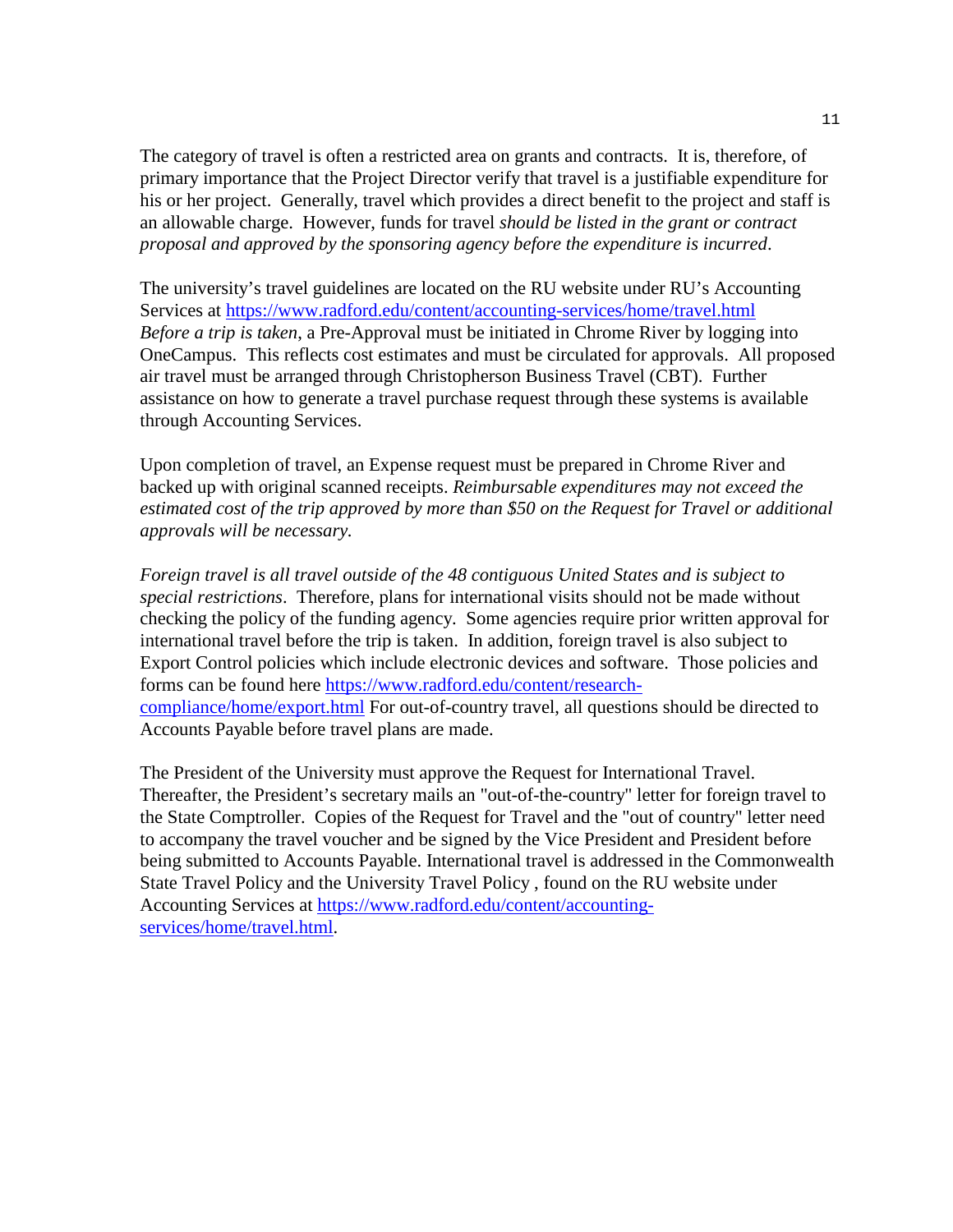The category of travel is often a restricted area on grants and contracts. It is, therefore, of primary importance that the Project Director verify that travel is a justifiable expenditure for his or her project. Generally, travel which provides a direct benefit to the project and staff is an allowable charge. However, funds for travel *should be listed in the grant or contract proposal and approved by the sponsoring agency before the expenditure is incurred*.

The university's travel guidelines are located on the RU website under RU's Accounting Services at [https://www.radford.edu/content/accounting-services/home/travel.html](https://www.radford.edu/content/accounting-services/home/travel.html) *Before a trip is taken*, a Pre-Approval must be initiated in Chrome River by logging into OneCampus. This reflects cost estimates and must be circulated for approvals. All proposed air travel must be arranged through Christopherson Business Travel (CBT). Further assistance on how to generate a travel purchase request through these systems is available through Accounting Services.

Upon completion of travel, an Expense request must be prepared in Chrome River and backed up with original scanned receipts. *Reimbursable expenditures may not exceed the estimated cost of the trip approved by more than $50 on the Request for Travel or additional approvals will be necessary.*

*Foreign travel is all travel outside of the 48 contiguous United States and is subject to special restrictions*. Therefore, plans for international visits should not be made without checking the policy of the funding agency. Some agencies require prior written approval for international travel before the trip is taken. In addition, foreign travel is also subject to Export Control policies which include electronic devices and software. Those policies and forms can be found here [https://www.radford.edu/content/research-compliance/home/export.html](https://www.radford.edu/content/research-compliance/home/export.html) For out-of-country travel, all questions should be directed to Accounts Payable before travel plans are made.

The President of the University must approve the Request for International Travel. Thereafter, the President's secretary mails an "out-of-the-country" letter for foreign travel to the State Comptroller. Copies of the Request for Travel and the "out of country" letter need to accompany the travel voucher and be signed by the Vice President and President before being submitted to Accounts Payable. International travel is addressed in the Commonwealth State Travel Policy and the University Travel Policy , found on the RU website under Accounting Services at [https://www.radford.edu/content/accounting-services/home/travel.html](https://www.radford.edu/content/accounting-services/home/travel.html).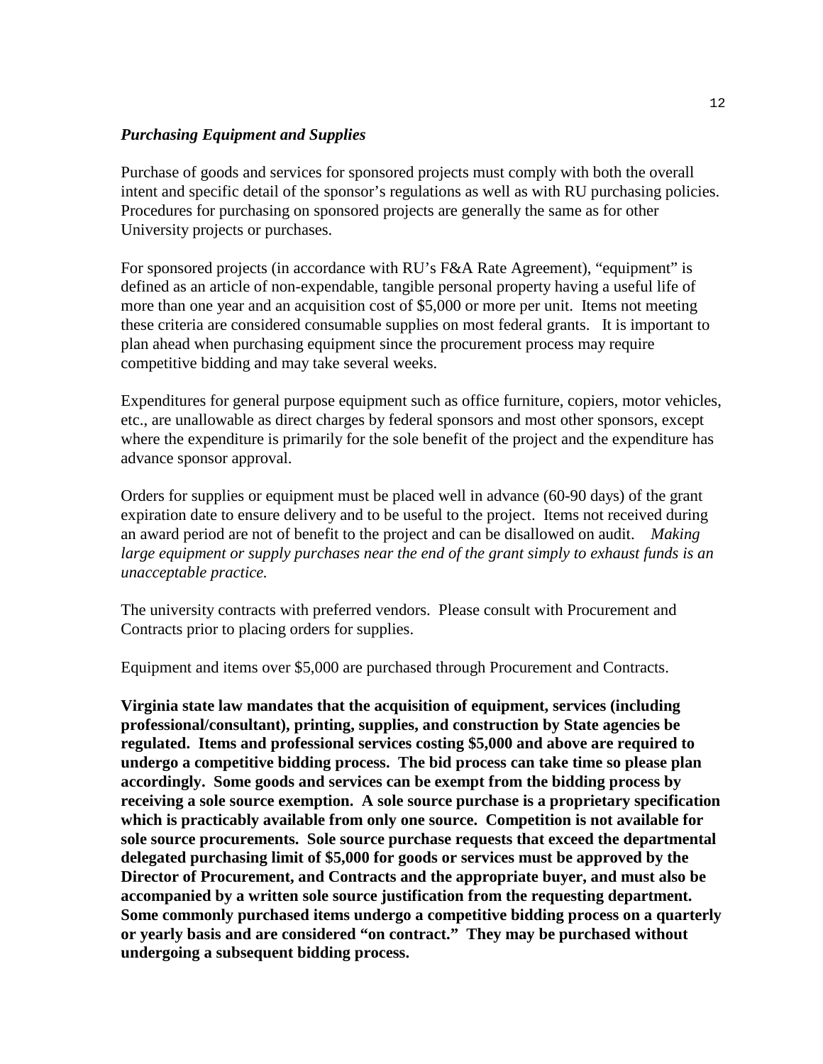### *Purchasing Equipment and Supplies*

Purchase of goods and services for sponsored projects must comply with both the overall intent and specific detail of the sponsor's regulations as well as with RU purchasing policies. Procedures for purchasing on sponsored projects are generally the same as for other University projects or purchases.

For sponsored projects (in accordance with RU's F&A Rate Agreement), "equipment" is defined as an article of non-expendable, tangible personal property having a useful life of more than one year and an acquisition cost of $5,000 or more per unit. Items not meeting these criteria are considered consumable supplies on most federal grants. It is important to plan ahead when purchasing equipment since the procurement process may require competitive bidding and may take several weeks.

Expenditures for general purpose equipment such as office furniture, copiers, motor vehicles, etc., are unallowable as direct charges by federal sponsors and most other sponsors, except where the expenditure is primarily for the sole benefit of the project and the expenditure has advance sponsor approval.

Orders for supplies or equipment must be placed well in advance (60-90 days) of the grant expiration date to ensure delivery and to be useful to the project. Items not received during an award period are not of benefit to the project and can be disallowed on audit. *Making large equipment or supply purchases near the end of the grant simply to exhaust funds is an unacceptable practice.*

The university contracts with preferred vendors. Please consult with Procurement and Contracts prior to placing orders for supplies.

Equipment and items over $5,000 are purchased through Procurement and Contracts.

**Virginia state law mandates that the acquisition of equipment, services (including professional/consultant), printing, supplies, and construction by State agencies be regulated. Items and professional services costing $5,000 and above are required to undergo a competitive bidding process. The bid process can take time so please plan accordingly. Some goods and services can be exempt from the bidding process by receiving a sole source exemption. A sole source purchase is a proprietary specification which is practicably available from only one source. Competition is not available for sole source procurements. Sole source purchase requests that exceed the departmental delegated purchasing limit of $5,000 for goods or services must be approved by the Director of Procurement, and Contracts and the appropriate buyer, and must also be accompanied by a written sole source justification from the requesting department. Some commonly purchased items undergo a competitive bidding process on a quarterly or yearly basis and are considered "on contract." They may be purchased without undergoing a subsequent bidding process.**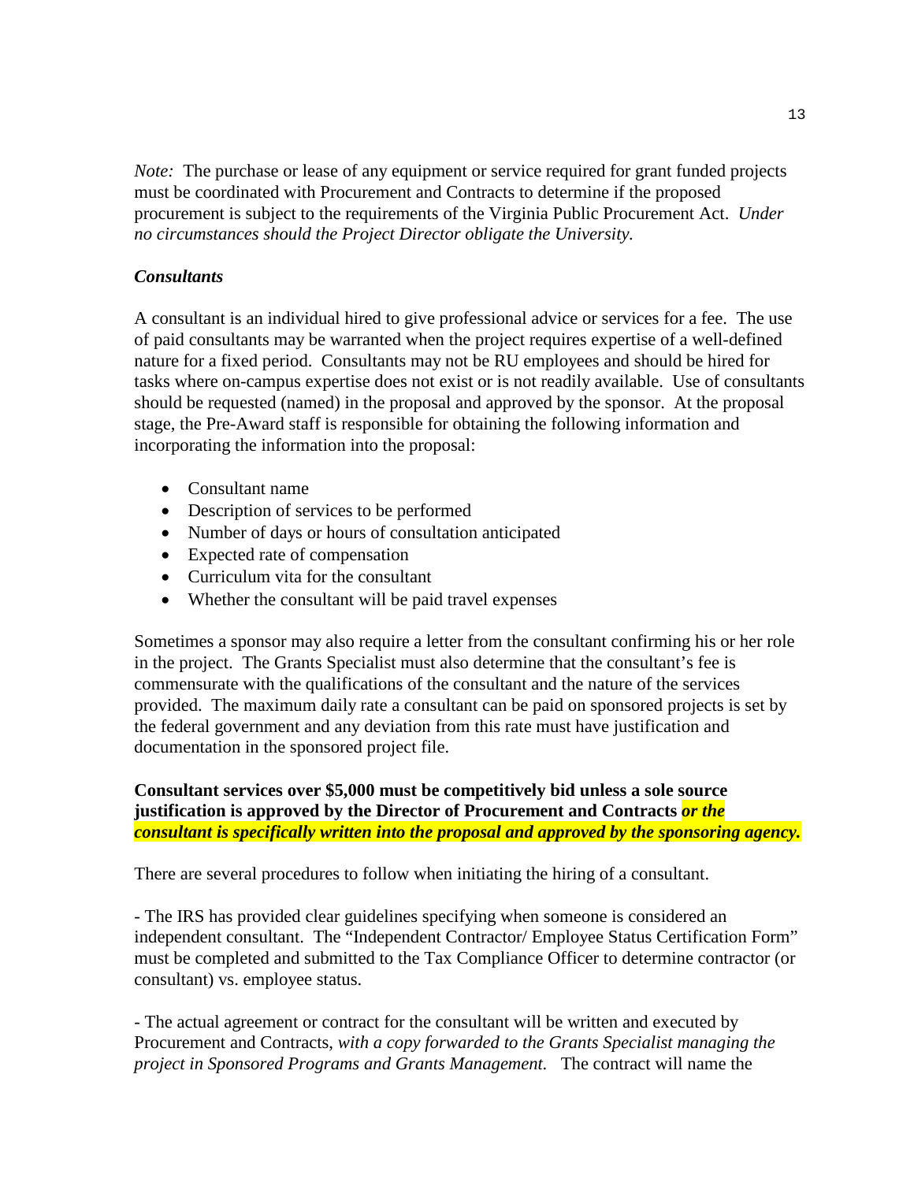*Note:* The purchase or lease of any equipment or service required for grant funded projects must be coordinated with Procurement and Contracts to determine if the proposed procurement is subject to the requirements of the Virginia Public Procurement Act. *Under no circumstances should the Project Director obligate the University.*

***Consultants***

A consultant is an individual hired to give professional advice or services for a fee. The use of paid consultants may be warranted when the project requires expertise of a well-defined nature for a fixed period. Consultants may not be RU employees and should be hired for tasks where on-campus expertise does not exist or is not readily available. Use of consultants should be requested (named) in the proposal and approved by the sponsor. At the proposal stage, the Pre-Award staff is responsible for obtaining the following information and incorporating the information into the proposal:

- Consultant name
- Description of services to be performed
- Number of days or hours of consultation anticipated
- Expected rate of compensation
- Curriculum vita for the consultant
- Whether the consultant will be paid travel expenses

Sometimes a sponsor may also require a letter from the consultant confirming his or her role in the project. The Grants Specialist must also determine that the consultant's fee is commensurate with the qualifications of the consultant and the nature of the services provided. The maximum daily rate a consultant can be paid on sponsored projects is set by the federal government and any deviation from this rate must have justification and documentation in the sponsored project file.

**Consultant services over $5,000 must be competitively bid unless a sole source justification is approved by the Director of Procurement and Contracts *or the consultant is specifically written into the proposal and approved by the sponsoring agency.***

There are several procedures to follow when initiating the hiring of a consultant.

- The IRS has provided clear guidelines specifying when someone is considered an independent consultant. The "Independent Contractor/ Employee Status Certification Form" must be completed and submitted to the Tax Compliance Officer to determine contractor (or consultant) vs. employee status.

- The actual agreement or contract for the consultant will be written and executed by Procurement and Contracts, *with a copy forwarded to the Grants Specialist managing the project in Sponsored Programs and Grants Management.* The contract will name the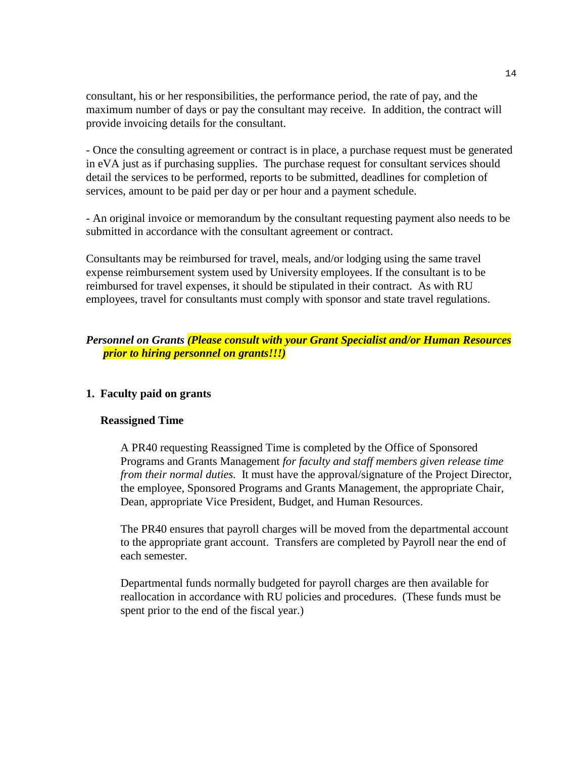consultant, his or her responsibilities, the performance period, the rate of pay, and the maximum number of days or pay the consultant may receive. In addition, the contract will provide invoicing details for the consultant.

- Once the consulting agreement or contract is in place, a purchase request must be generated in eVA just as if purchasing supplies. The purchase request for consultant services should detail the services to be performed, reports to be submitted, deadlines for completion of services, amount to be paid per day or per hour and a payment schedule.

- An original invoice or memorandum by the consultant requesting payment also needs to be submitted in accordance with the consultant agreement or contract.

Consultants may be reimbursed for travel, meals, and/or lodging using the same travel expense reimbursement system used by University employees. If the consultant is to be reimbursed for travel expenses, it should be stipulated in their contract. As with RU employees, travel for consultants must comply with sponsor and state travel regulations.

***Personnel on Grants (Please consult with your Grant Specialist and/or Human Resources prior to hiring personnel on grants!!!)***

**1. Faculty paid on grants**

**Reassigned Time**

A PR40 requesting Reassigned Time is completed by the Office of Sponsored Programs and Grants Management *for faculty and staff members given release time from their normal duties.* It must have the approval/signature of the Project Director, the employee, Sponsored Programs and Grants Management, the appropriate Chair, Dean, appropriate Vice President, Budget, and Human Resources.

The PR40 ensures that payroll charges will be moved from the departmental account to the appropriate grant account. Transfers are completed by Payroll near the end of each semester.

Departmental funds normally budgeted for payroll charges are then available for reallocation in accordance with RU policies and procedures. (These funds must be spent prior to the end of the fiscal year.)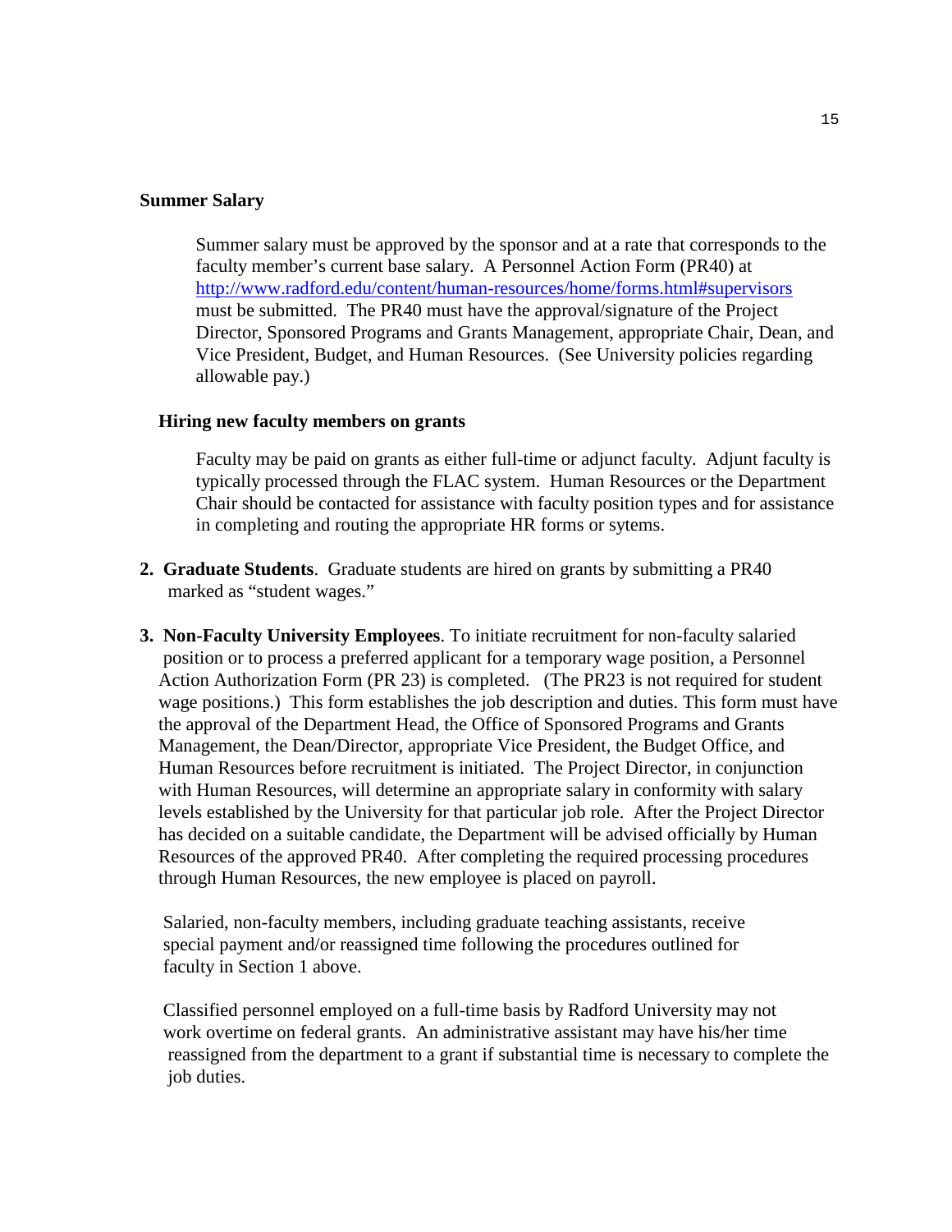**Summary Salary**

Summer salary must be approved by the sponsor and at a rate that corresponds to the faculty member's current base salary. A Personnel Action Form (PR40) at http://www.radford.edu/content/human-resources/home/forms.html#supervisors must be submitted. The PR40 must have the approval/signature of the Project Director, Sponsored Programs and Grants Management, appropriate Chair, Dean, and Vice President, Budget, and Human Resources. (See University policies regarding allowable pay.)

**Hiring new faculty members on grants**

Faculty may be paid on grants as either full-time or adjunct faculty. Adjunt faculty is typically processed through the FLAC system. Human Resources or the Department Chair should be contacted for assistance with faculty position types and for assistance in completing and routing the appropriate HR forms or sytems.

2. **Graduate Students**. Graduate students are hired on grants by submitting a PR40 marked as "student wages."

3. **Non-Faculty University Employees**. To initiate recruitment for non-faculty salaried position or to process a preferred applicant for a temporary wage position, a Personnel Action Authorization Form (PR 23) is completed. (The PR23 is not required for student wage positions.) This form establishes the job description and duties. This form must have the approval of the Department Head, the Office of Sponsored Programs and Grants Management, the Dean/Director, appropriate Vice President, the Budget Office, and Human Resources before recruitment is initiated. The Project Director, in conjunction with Human Resources, will determine an appropriate salary in conformity with salary levels established by the University for that particular job role. After the Project Director has decided on a suitable candidate, the Department will be advised officially by Human Resources of the approved PR40. After completing the required processing procedures through Human Resources, the new employee is placed on payroll.

   Salaried, non-faculty members, including graduate teaching assistants, receive special payment and/or reassigned time following the procedures outlined for faculty in Section 1 above.

   Classified personnel employed on a full-time basis by Radford University may not work overtime on federal grants. An administrative assistant may have his/her time reassigned from the department to a grant if substantial time is necessary to complete the job duties.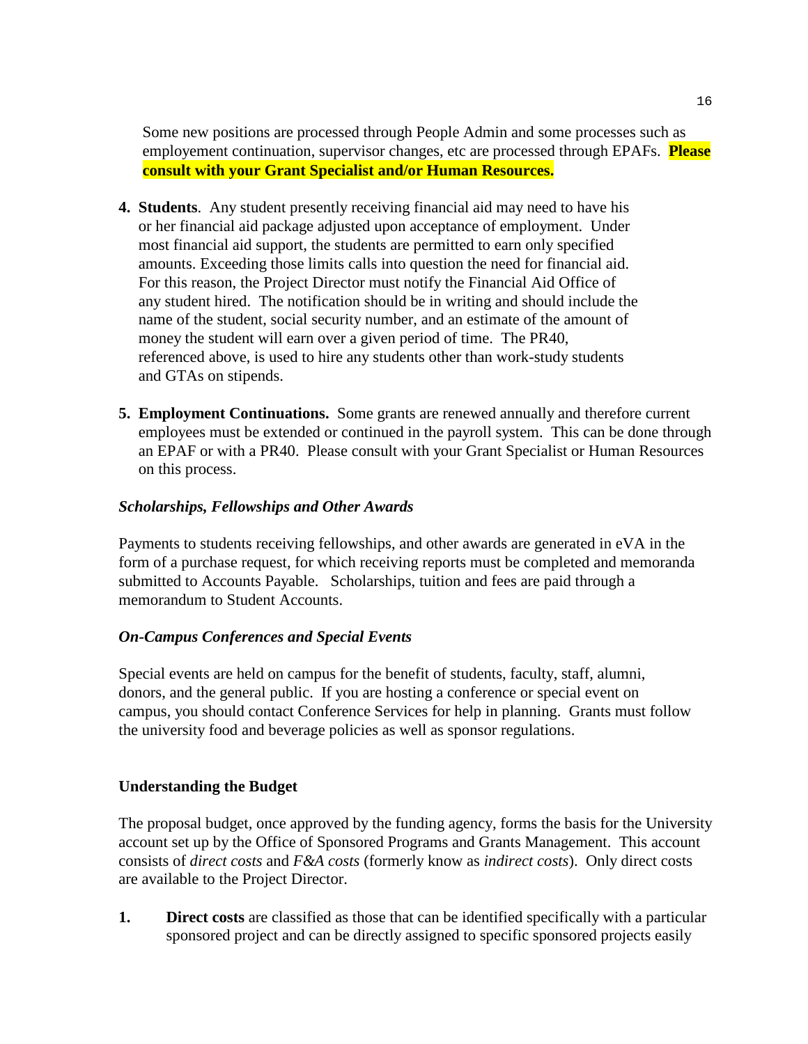Some new positions are processed through People Admin and some processes such as employement continuation, supervisor changes, etc are processed through EPAFs. **Please consult with your Grant Specialist and/or Human Resources.**

4. **Students**. Any student presently receiving financial aid may need to have his or her financial aid package adjusted upon acceptance of employment. Under most financial aid support, the students are permitted to earn only specified amounts. Exceeding those limits calls into question the need for financial aid. For this reason, the Project Director must notify the Financial Aid Office of any student hired. The notification should be in writing and should include the name of the student, social security number, and an estimate of the amount of money the student will earn over a given period of time. The PR40, referenced above, is used to hire any students other than work-study students and GTAs on stipends.

5. **Employment Continuations.** Some grants are renewed annually and therefore current employees must be extended or continued in the payroll system. This can be done through an EPAF or with a PR40. Please consult with your Grant Specialist or Human Resources on this process.

### *Scholarships, Fellowships and Other Awards*

Payments to students receiving fellowships, and other awards are generated in eVA in the form of a purchase request, for which receiving reports must be completed and memoranda submitted to Accounts Payable. Scholarships, tuition and fees are paid through a memorandum to Student Accounts.

### *On-Campus Conferences and Special Events*

Special events are held on campus for the benefit of students, faculty, staff, alumni, donors, and the general public. If you are hosting a conference or special event on campus, you should contact Conference Services for help in planning. Grants must follow the university food and beverage policies as well as sponsor regulations.

## Understanding the Budget

The proposal budget, once approved by the funding agency, forms the basis for the University account set up by the Office of Sponsored Programs and Grants Management. This account consists of *direct costs* and *F&A costs* (formerly know as *indirect costs*). Only direct costs are available to the Project Director.

1. **Direct costs** are classified as those that can be identified specifically with a particular sponsored project and can be directly assigned to specific sponsored projects easily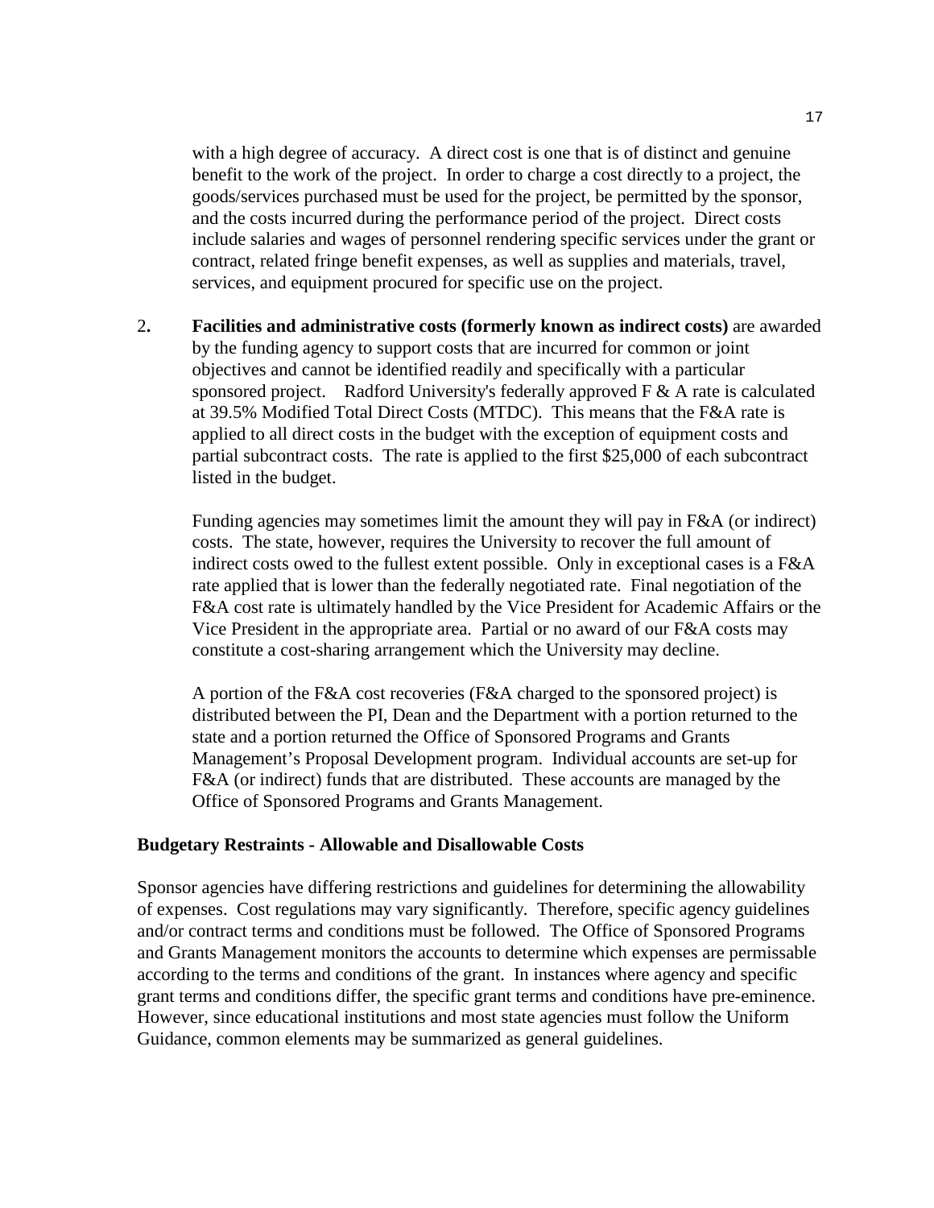with a high degree of accuracy. A direct cost is one that is of distinct and genuine benefit to the work of the project. In order to charge a cost directly to a project, the goods/services purchased must be used for the project, be permitted by the sponsor, and the costs incurred during the performance period of the project. Direct costs include salaries and wages of personnel rendering specific services under the grant or contract, related fringe benefit expenses, as well as supplies and materials, travel, services, and equipment procured for specific use on the project.

2. **Facilities and administrative costs (formerly known as indirect costs)** are awarded by the funding agency to support costs that are incurred for common or joint objectives and cannot be identified readily and specifically with a particular sponsored project. Radford University's federally approved F & A rate is calculated at 39.5% Modified Total Direct Costs (MTDC). This means that the F&A rate is applied to all direct costs in the budget with the exception of equipment costs and partial subcontract costs. The rate is applied to the first $25,000 of each subcontract listed in the budget.

   Funding agencies may sometimes limit the amount they will pay in F&A (or indirect) costs. The state, however, requires the University to recover the full amount of indirect costs owed to the fullest extent possible. Only in exceptional cases is a F&A rate applied that is lower than the federally negotiated rate. Final negotiation of the F&A cost rate is ultimately handled by the Vice President for Academic Affairs or the Vice President in the appropriate area. Partial or no award of our F&A costs may constitute a cost-sharing arrangement which the University may decline.

   A portion of the F&A cost recoveries (F&A charged to the sponsored project) is distributed between the PI, Dean and the Department with a portion returned to the state and a portion returned the Office of Sponsored Programs and Grants Management's Proposal Development program. Individual accounts are set-up for F&A (or indirect) funds that are distributed. These accounts are managed by the Office of Sponsored Programs and Grants Management.

**Budgetary Restraints - Allowable and Disallowable Costs**

Sponsor agencies have differing restrictions and guidelines for determining the allowability of expenses. Cost regulations may vary significantly. Therefore, specific agency guidelines and/or contract terms and conditions must be followed. The Office of Sponsored Programs and Grants Management monitors the accounts to determine which expenses are permissable according to the terms and conditions of the grant. In instances where agency and specific grant terms and conditions differ, the specific grant terms and conditions have pre-eminence. However, since educational institutions and most state agencies must follow the Uniform Guidance, common elements may be summarized as general guidelines.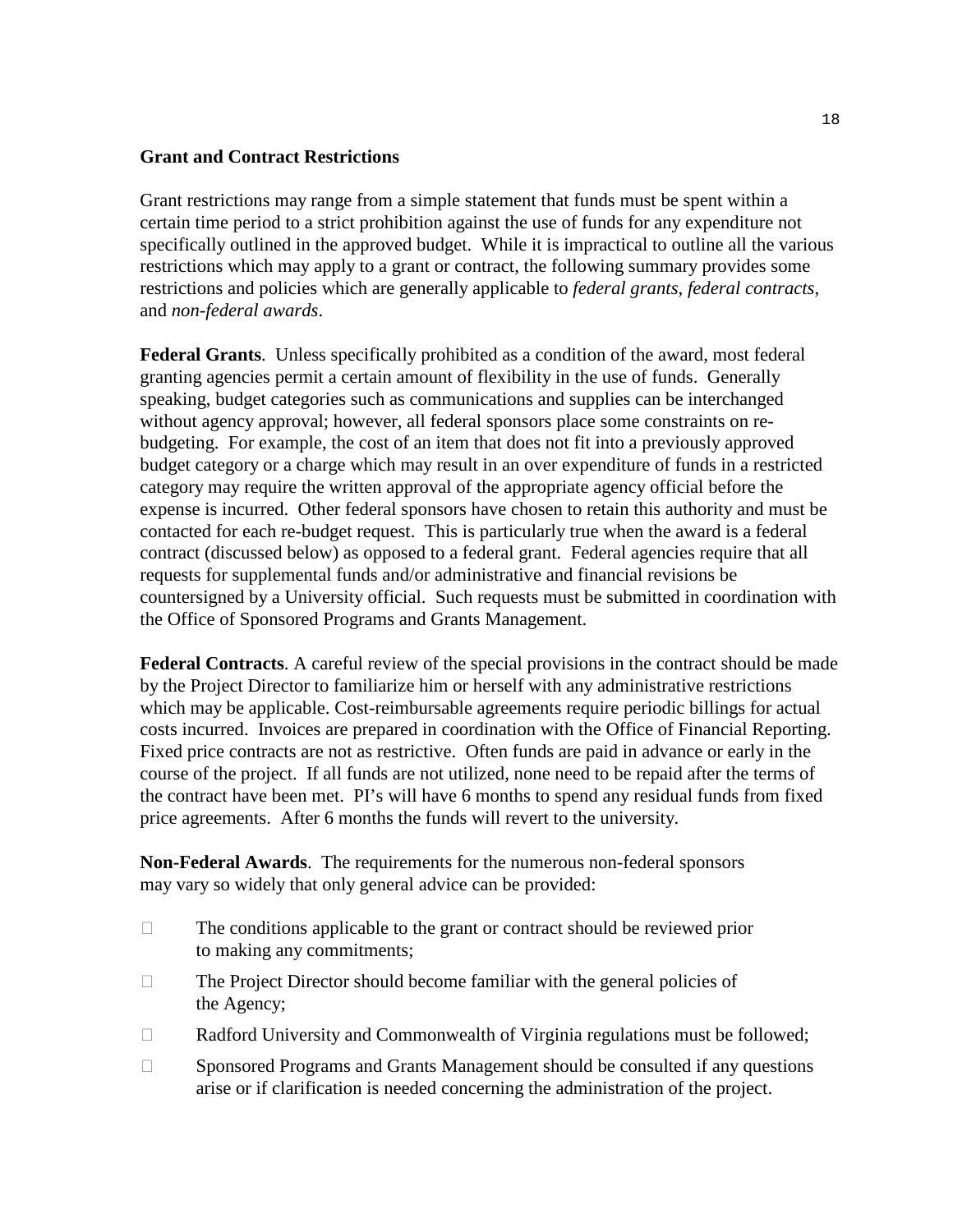## Grant and Contract Restrictions

Grant restrictions may range from a simple statement that funds must be spent within a certain time period to a strict prohibition against the use of funds for any expenditure not specifically outlined in the approved budget. While it is impractical to outline all the various restrictions which may apply to a grant or contract, the following summary provides some restrictions and policies which are generally applicable to *federal grants*, *federal contracts*, and *non-federal awards*.

**Federal Grants**. Unless specifically prohibited as a condition of the award, most federal granting agencies permit a certain amount of flexibility in the use of funds. Generally speaking, budget categories such as communications and supplies can be interchanged without agency approval; however, all federal sponsors place some constraints on re-budgeting. For example, the cost of an item that does not fit into a previously approved budget category or a charge which may result in an over expenditure of funds in a restricted category may require the written approval of the appropriate agency official before the expense is incurred. Other federal sponsors have chosen to retain this authority and must be contacted for each re-budget request. This is particularly true when the award is a federal contract (discussed below) as opposed to a federal grant. Federal agencies require that all requests for supplemental funds and/or administrative and financial revisions be countersigned by a University official. Such requests must be submitted in coordination with the Office of Sponsored Programs and Grants Management.

**Federal Contracts**. A careful review of the special provisions in the contract should be made by the Project Director to familiarize him or herself with any administrative restrictions which may be applicable. Cost-reimbursable agreements require periodic billings for actual costs incurred. Invoices are prepared in coordination with the Office of Financial Reporting. Fixed price contracts are not as restrictive. Often funds are paid in advance or early in the course of the project. If all funds are not utilized, none need to be repaid after the terms of the contract have been met. PI's will have 6 months to spend any residual funds from fixed price agreements. After 6 months the funds will revert to the university.

**Non-Federal Awards**. The requirements for the numerous non-federal sponsors may vary so widely that only general advice can be provided:

- The conditions applicable to the grant or contract should be reviewed prior to making any commitments;
- The Project Director should become familiar with the general policies of the Agency;
- Radford University and Commonwealth of Virginia regulations must be followed;
- Sponsored Programs and Grants Management should be consulted if any questions arise or if clarification is needed concerning the administration of the project.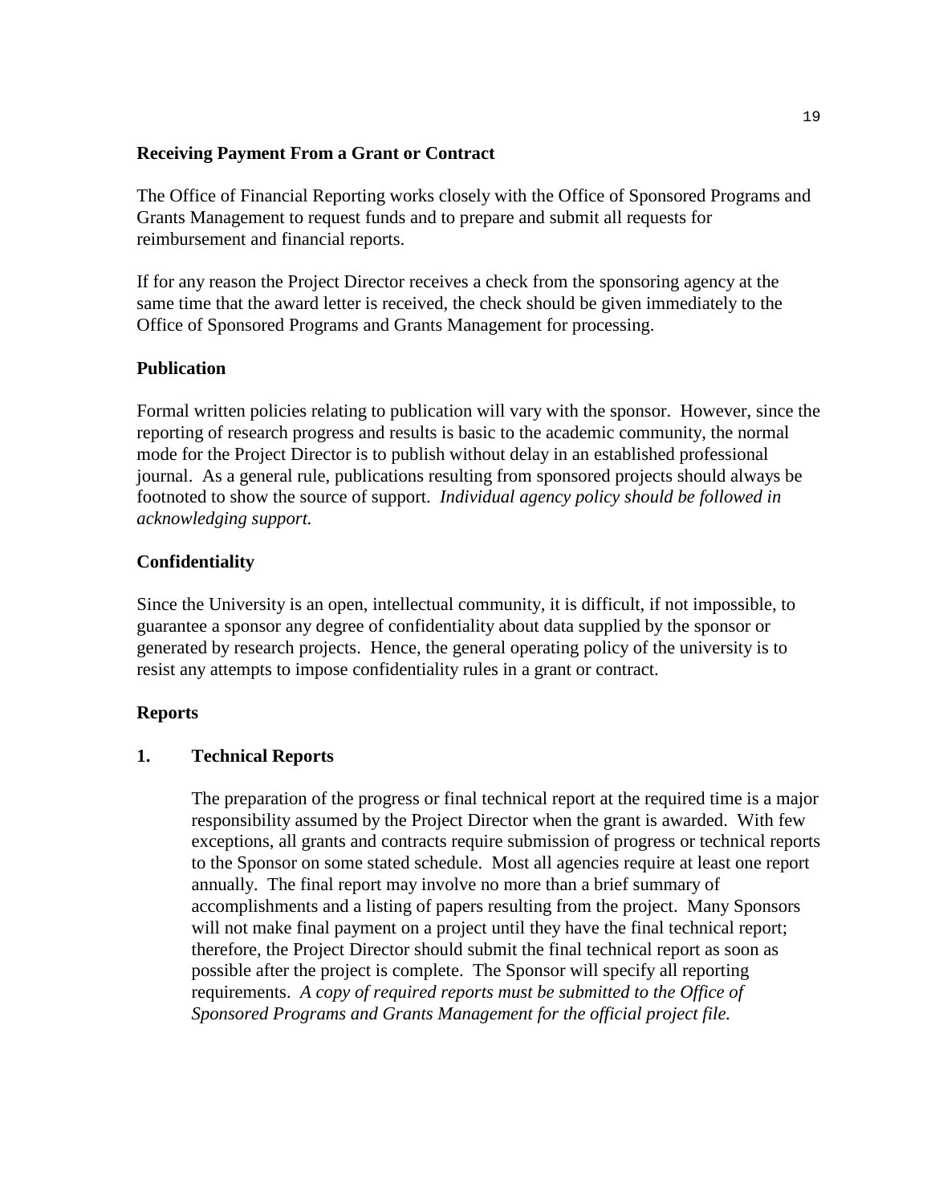**Receiving Payment From a Grant or Contract**

The Office of Financial Reporting works closely with the Office of Sponsored Programs and Grants Management to request funds and to prepare and submit all requests for reimbursement and financial reports.

If for any reason the Project Director receives a check from the sponsoring agency at the same time that the award letter is received, the check should be given immediately to the Office of Sponsored Programs and Grants Management for processing.

**Publication**

Formal written policies relating to publication will vary with the sponsor. However, since the reporting of research progress and results is basic to the academic community, the normal mode for the Project Director is to publish without delay in an established professional journal. As a general rule, publications resulting from sponsored projects should always be footnoted to show the source of support. *Individual agency policy should be followed in acknowledging support.*

**Confidentiality**

Since the University is an open, intellectual community, it is difficult, if not impossible, to guarantee a sponsor any degree of confidentiality about data supplied by the sponsor or generated by research projects. Hence, the general operating policy of the university is to resist any attempts to impose confidentiality rules in a grant or contract.

**Reports**

**1. Technical Reports**

The preparation of the progress or final technical report at the required time is a major responsibility assumed by the Project Director when the grant is awarded. With few exceptions, all grants and contracts require submission of progress or technical reports to the Sponsor on some stated schedule. Most all agencies require at least one report annually. The final report may involve no more than a brief summary of accomplishments and a listing of papers resulting from the project. Many Sponsors will not make final payment on a project until they have the final technical report; therefore, the Project Director should submit the final technical report as soon as possible after the project is complete. The Sponsor will specify all reporting requirements. *A copy of required reports must be submitted to the Office of Sponsored Programs and Grants Management for the official project file.*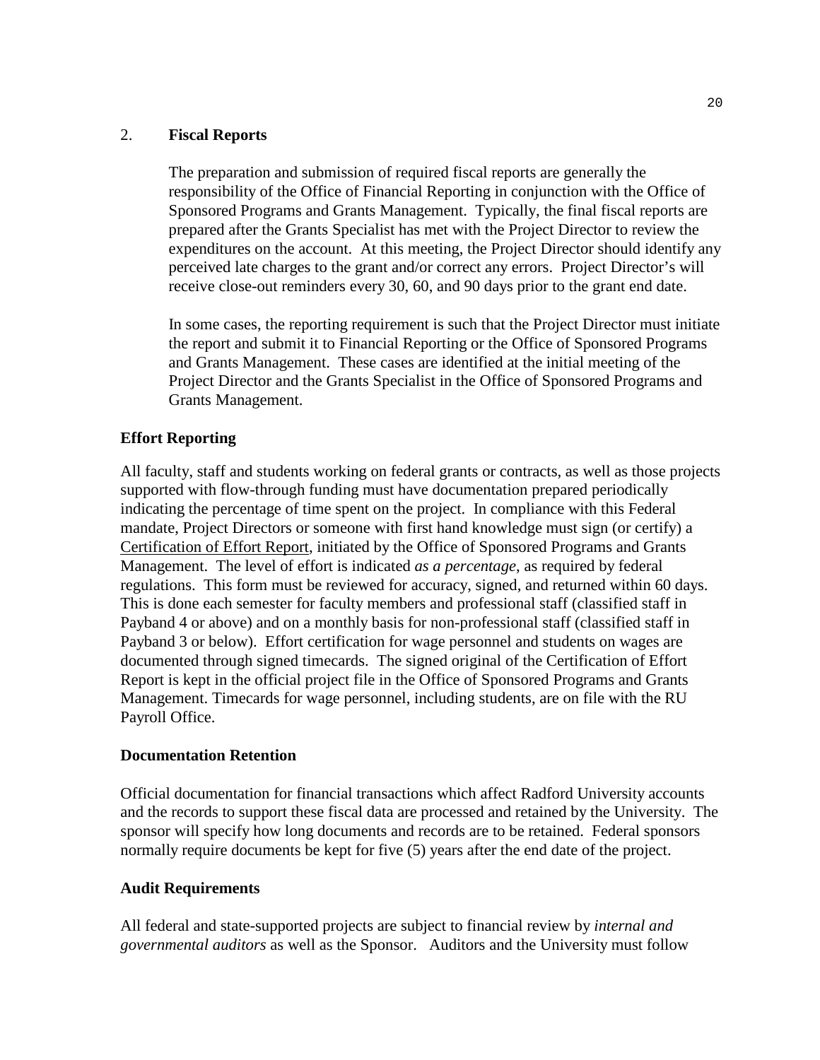2. **Fiscal Reports**

The preparation and submission of required fiscal reports are generally the responsibility of the Office of Financial Reporting in conjunction with the Office of Sponsored Programs and Grants Management. Typically, the final fiscal reports are prepared after the Grants Specialist has met with the Project Director to review the expenditures on the account. At this meeting, the Project Director should identify any perceived late charges to the grant and/or correct any errors. Project Director's will receive close-out reminders every 30, 60, and 90 days prior to the grant end date.

In some cases, the reporting requirement is such that the Project Director must initiate the report and submit it to Financial Reporting or the Office of Sponsored Programs and Grants Management. These cases are identified at the initial meeting of the Project Director and the Grants Specialist in the Office of Sponsored Programs and Grants Management.

**Effort Reporting**

All faculty, staff and students working on federal grants or contracts, as well as those projects supported with flow-through funding must have documentation prepared periodically indicating the percentage of time spent on the project. In compliance with this Federal mandate, Project Directors or someone with first hand knowledge must sign (or certify) a Certification of Effort Report, initiated by the Office of Sponsored Programs and Grants Management. The level of effort is indicated *as a percentage*, as required by federal regulations. This form must be reviewed for accuracy, signed, and returned within 60 days. This is done each semester for faculty members and professional staff (classified staff in Payband 4 or above) and on a monthly basis for non-professional staff (classified staff in Payband 3 or below). Effort certification for wage personnel and students on wages are documented through signed timecards. The signed original of the Certification of Effort Report is kept in the official project file in the Office of Sponsored Programs and Grants Management. Timecards for wage personnel, including students, are on file with the RU Payroll Office.

**Documentation Retention**

Official documentation for financial transactions which affect Radford University accounts and the records to support these fiscal data are processed and retained by the University. The sponsor will specify how long documents and records are to be retained. Federal sponsors normally require documents be kept for five (5) years after the end date of the project.

**Audit Requirements**

All federal and state-supported projects are subject to financial review by *internal and governmental auditors* as well as the Sponsor. Auditors and the University must follow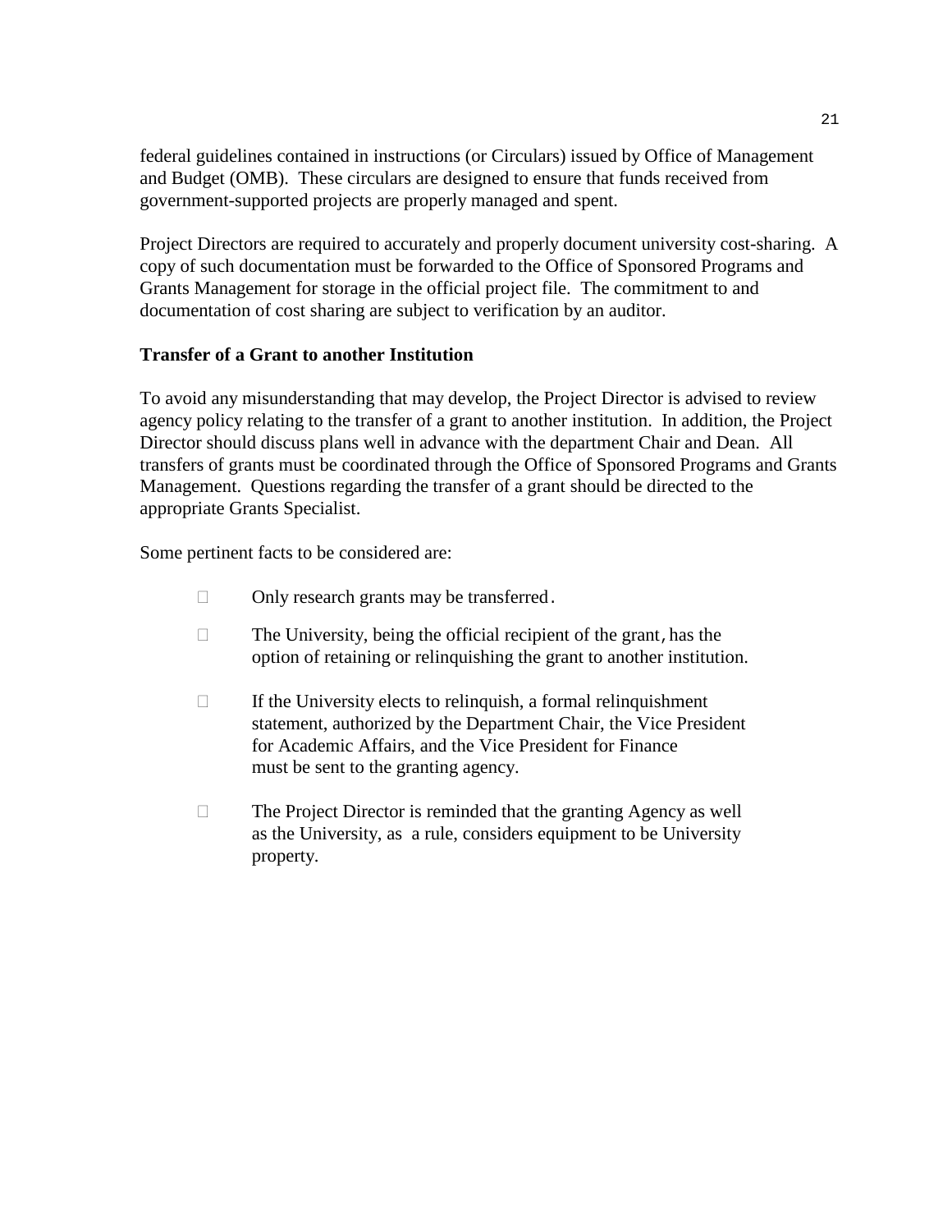federal guidelines contained in instructions (or Circulars) issued by Office of Management and Budget (OMB). These circulars are designed to ensure that funds received from government-supported projects are properly managed and spent.

Project Directors are required to accurately and properly document university cost-sharing. A copy of such documentation must be forwarded to the Office of Sponsored Programs and Grants Management for storage in the official project file. The commitment to and documentation of cost sharing are subject to verification by an auditor.

**Transfer of a Grant to another Institution**

To avoid any misunderstanding that may develop, the Project Director is advised to review agency policy relating to the transfer of a grant to another institution. In addition, the Project Director should discuss plans well in advance with the department Chair and Dean. All transfers of grants must be coordinated through the Office of Sponsored Programs and Grants Management. Questions regarding the transfer of a grant should be directed to the appropriate Grants Specialist.

Some pertinent facts to be considered are:

- Only research grants may be transferred.
- The University, being the official recipient of the grant, has the option of retaining or relinquishing the grant to another institution.
- If the University elects to relinquish, a formal relinquishment statement, authorized by the Department Chair, the Vice President for Academic Affairs, and the Vice President for Finance must be sent to the granting agency.
- The Project Director is reminded that the granting Agency as well as the University, as a rule, considers equipment to be University property.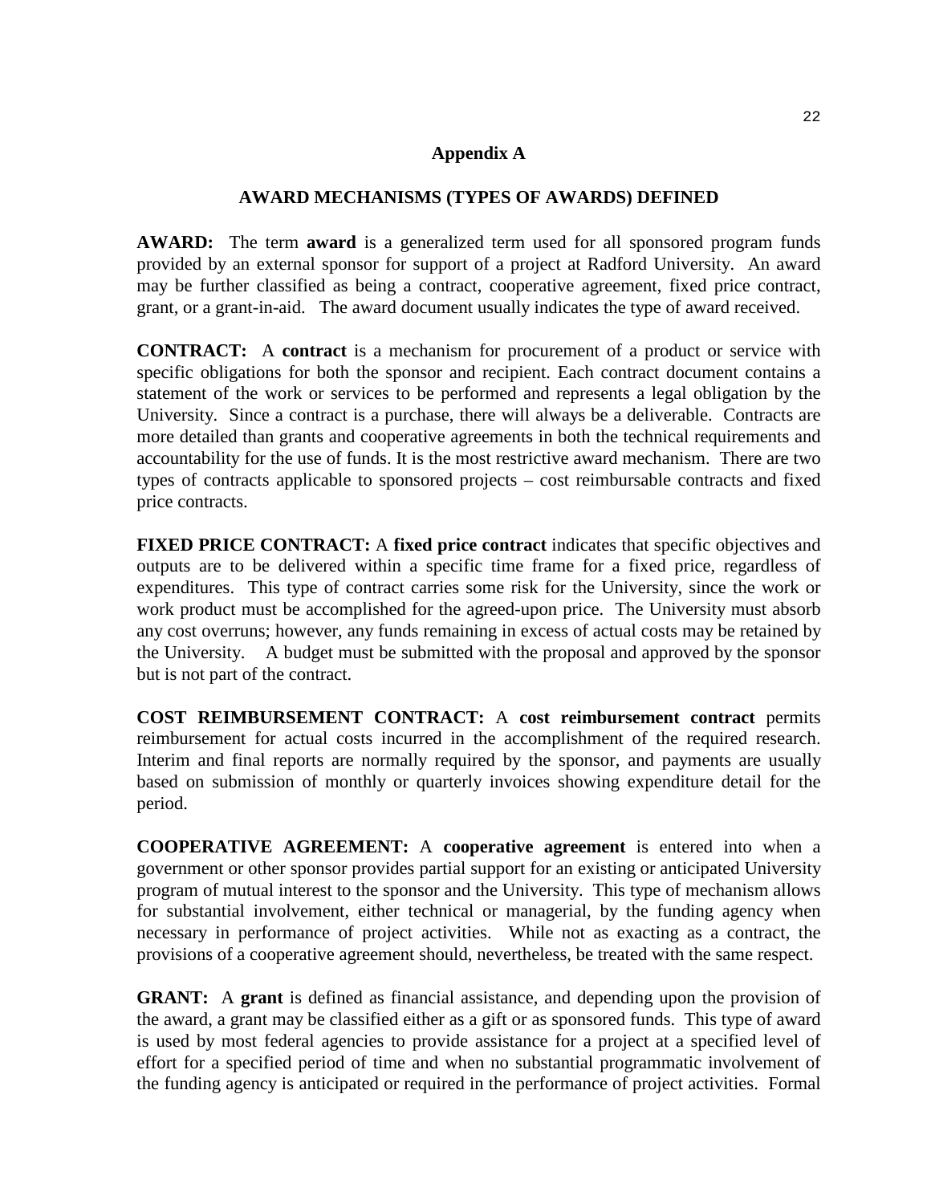# Appendix A

## AWARD MECHANISMS (TYPES OF AWARDS) DEFINED

**AWARD:** The term **award** is a generalized term used for all sponsored program funds provided by an external sponsor for support of a project at Radford University. An award may be further classified as being a contract, cooperative agreement, fixed price contract, grant, or a grant-in-aid. The award document usually indicates the type of award received.

**CONTRACT:** A **contract** is a mechanism for procurement of a product or service with specific obligations for both the sponsor and recipient. Each contract document contains a statement of the work or services to be performed and represents a legal obligation by the University. Since a contract is a purchase, there will always be a deliverable. Contracts are more detailed than grants and cooperative agreements in both the technical requirements and accountability for the use of funds. It is the most restrictive award mechanism. There are two types of contracts applicable to sponsored projects – cost reimbursable contracts and fixed price contracts.

**FIXED PRICE CONTRACT:** A **fixed price contract** indicates that specific objectives and outputs are to be delivered within a specific time frame for a fixed price, regardless of expenditures. This type of contract carries some risk for the University, since the work or work product must be accomplished for the agreed-upon price. The University must absorb any cost overruns; however, any funds remaining in excess of actual costs may be retained by the University. A budget must be submitted with the proposal and approved by the sponsor but is not part of the contract.

**COST REIMBURSEMENT CONTRACT:** A **cost reimbursement contract** permits reimbursement for actual costs incurred in the accomplishment of the required research. Interim and final reports are normally required by the sponsor, and payments are usually based on submission of monthly or quarterly invoices showing expenditure detail for the period.

**COOPERATIVE AGREEMENT:** A **cooperative agreement** is entered into when a government or other sponsor provides partial support for an existing or anticipated University program of mutual interest to the sponsor and the University. This type of mechanism allows for substantial involvement, either technical or managerial, by the funding agency when necessary in performance of project activities. While not as exacting as a contract, the provisions of a cooperative agreement should, nevertheless, be treated with the same respect.

**GRANT:** A **grant** is defined as financial assistance, and depending upon the provision of the award, a grant may be classified either as a gift or as sponsored funds. This type of award is used by most federal agencies to provide assistance for a project at a specified level of effort for a specified period of time and when no substantial programmatic involvement of the funding agency is anticipated or required in the performance of project activities. Formal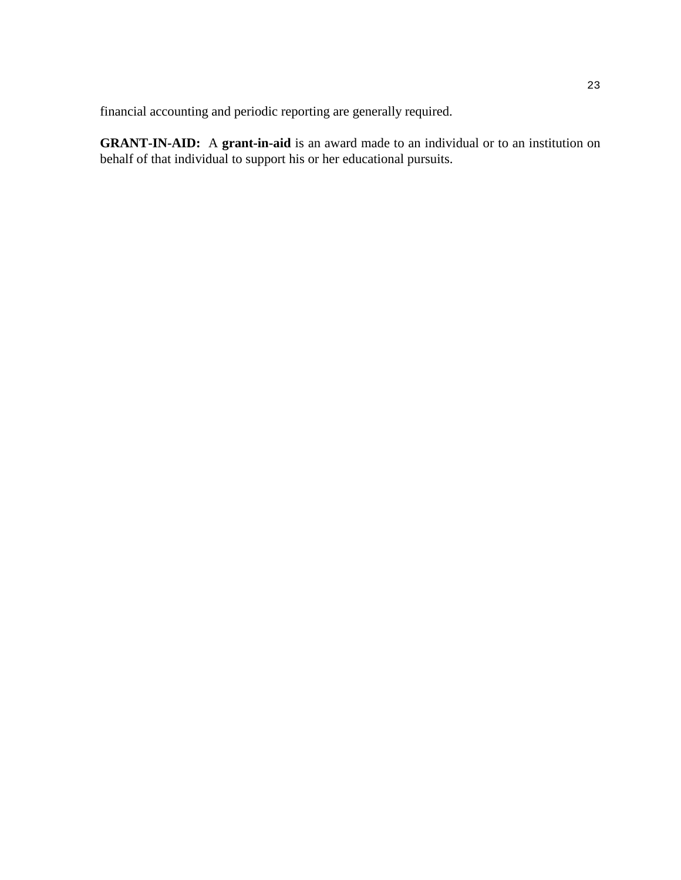financial accounting and periodic reporting are generally required.

**GRANT-IN-AID:** A **grant-in-aid** is an award made to an individual or to an institution on behalf of that individual to support his or her educational pursuits.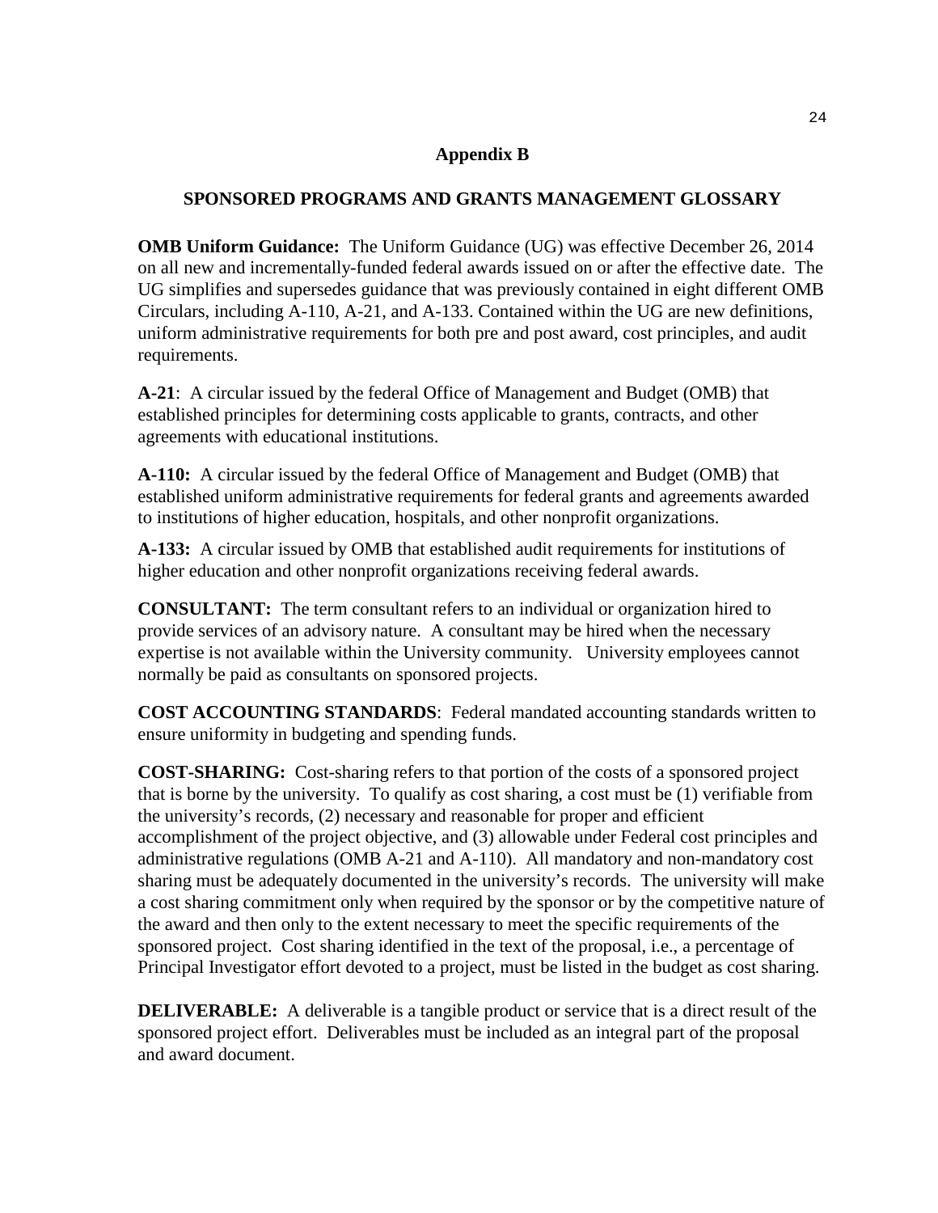# Appendix B

## SPONSORED PROGRAMS AND GRANTS MANAGEMENT GLOSSARY

**OMB Uniform Guidance:** The Uniform Guidance (UG) was effective December 26, 2014 on all new and incrementally-funded federal awards issued on or after the effective date. The UG simplifies and supersedes guidance that was previously contained in eight different OMB Circulars, including A-110, A-21, and A-133. Contained within the UG are new definitions, uniform administrative requirements for both pre and post award, cost principles, and audit requirements.

**A-21**: A circular issued by the federal Office of Management and Budget (OMB) that established principles for determining costs applicable to grants, contracts, and other agreements with educational institutions.

**A-110:** A circular issued by the federal Office of Management and Budget (OMB) that established uniform administrative requirements for federal grants and agreements awarded to institutions of higher education, hospitals, and other nonprofit organizations.

**A-133:** A circular issued by OMB that established audit requirements for institutions of higher education and other nonprofit organizations receiving federal awards.

**CONSULTANT:** The term consultant refers to an individual or organization hired to provide services of an advisory nature. A consultant may be hired when the necessary expertise is not available within the University community. University employees cannot normally be paid as consultants on sponsored projects.

**COST ACCOUNTING STANDARDS**: Federal mandated accounting standards written to ensure uniformity in budgeting and spending funds.

**COST-SHARING:** Cost-sharing refers to that portion of the costs of a sponsored project that is borne by the university. To qualify as cost sharing, a cost must be (1) verifiable from the university's records, (2) necessary and reasonable for proper and efficient accomplishment of the project objective, and (3) allowable under Federal cost principles and administrative regulations (OMB A-21 and A-110). All mandatory and non-mandatory cost sharing must be adequately documented in the university's records. The university will make a cost sharing commitment only when required by the sponsor or by the competitive nature of the award and then only to the extent necessary to meet the specific requirements of the sponsored project. Cost sharing identified in the text of the proposal, i.e., a percentage of Principal Investigator effort devoted to a project, must be listed in the budget as cost sharing.

**DELIVERABLE:** A deliverable is a tangible product or service that is a direct result of the sponsored project effort. Deliverables must be included as an integral part of the proposal and award document.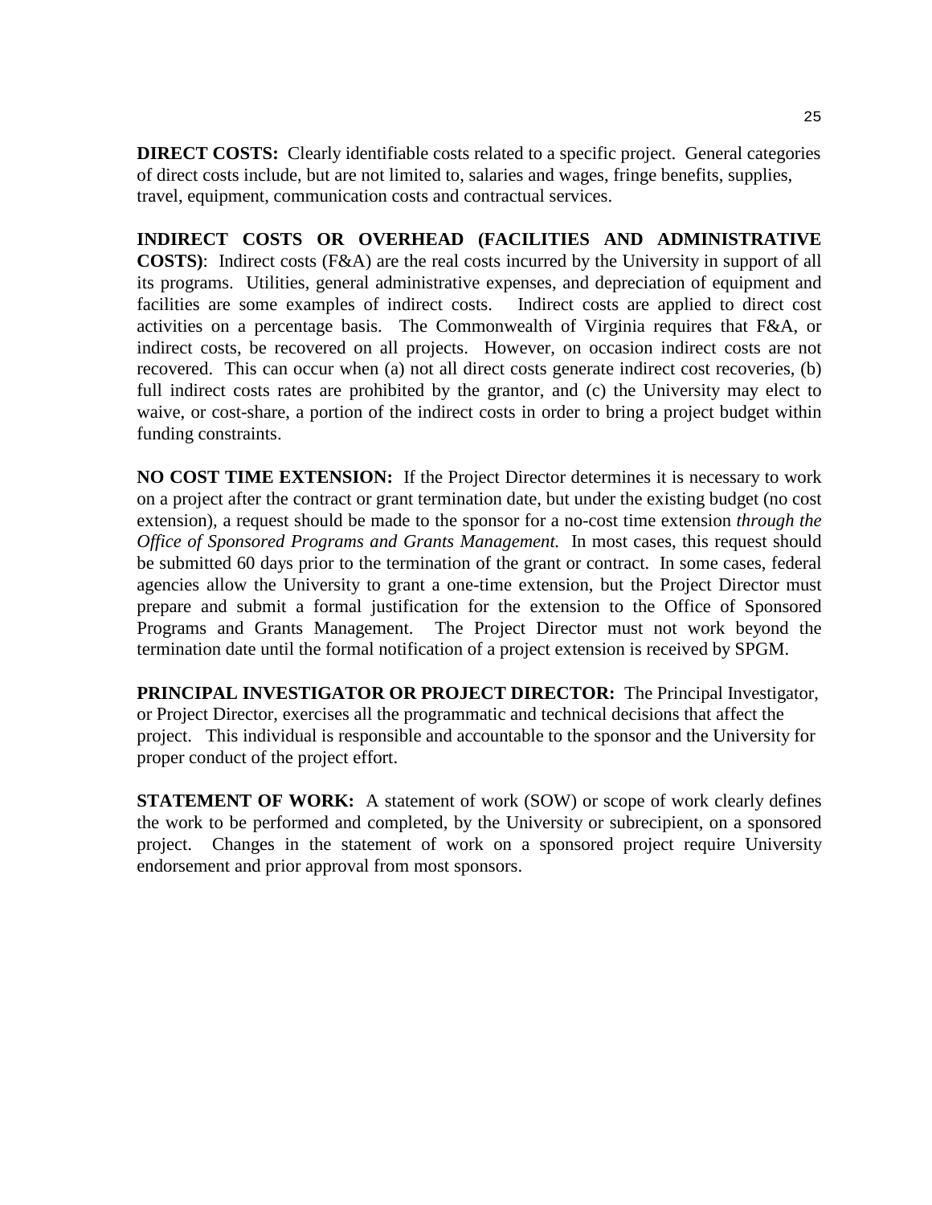**DIRECT COSTS:** Clearly identifiable costs related to a specific project. General categories of direct costs include, but are not limited to, salaries and wages, fringe benefits, supplies, travel, equipment, communication costs and contractual services.

**INDIRECT COSTS OR OVERHEAD (FACILITIES AND ADMINISTRATIVE COSTS)**: Indirect costs (F&A) are the real costs incurred by the University in support of all its programs. Utilities, general administrative expenses, and depreciation of equipment and facilities are some examples of indirect costs. Indirect costs are applied to direct cost activities on a percentage basis. The Commonwealth of Virginia requires that F&A, or indirect costs, be recovered on all projects. However, on occasion indirect costs are not recovered. This can occur when (a) not all direct costs generate indirect cost recoveries, (b) full indirect costs rates are prohibited by the grantor, and (c) the University may elect to waive, or cost-share, a portion of the indirect costs in order to bring a project budget within funding constraints.

**NO COST TIME EXTENSION:** If the Project Director determines it is necessary to work on a project after the contract or grant termination date, but under the existing budget (no cost extension), a request should be made to the sponsor for a no-cost time extension *through the Office of Sponsored Programs and Grants Management.* In most cases, this request should be submitted 60 days prior to the termination of the grant or contract. In some cases, federal agencies allow the University to grant a one-time extension, but the Project Director must prepare and submit a formal justification for the extension to the Office of Sponsored Programs and Grants Management. The Project Director must not work beyond the termination date until the formal notification of a project extension is received by SPGM.

**PRINCIPAL INVESTIGATOR OR PROJECT DIRECTOR:** The Principal Investigator, or Project Director, exercises all the programmatic and technical decisions that affect the project. This individual is responsible and accountable to the sponsor and the University for proper conduct of the project effort.

**STATEMENT OF WORK:** A statement of work (SOW) or scope of work clearly defines the work to be performed and completed, by the University or subrecipient, on a sponsored project. Changes in the statement of work on a sponsored project require University endorsement and prior approval from most sponsors.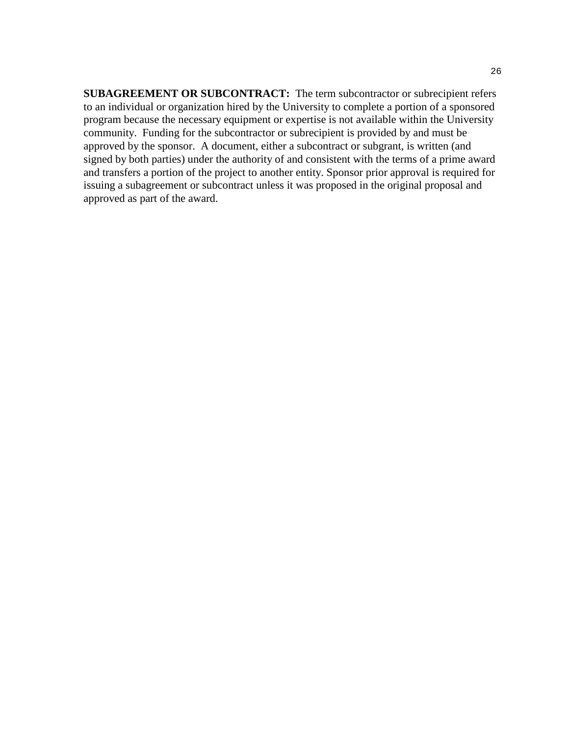**SUBAGREEMENT OR SUBCONTRACT:** The term subcontractor or subrecipient refers to an individual or organization hired by the University to complete a portion of a sponsored program because the necessary equipment or expertise is not available within the University community. Funding for the subcontractor or subrecipient is provided by and must be approved by the sponsor. A document, either a subcontract or subgrant, is written (and signed by both parties) under the authority of and consistent with the terms of a prime award and transfers a portion of the project to another entity. Sponsor prior approval is required for issuing a subagreement or subcontract unless it was proposed in the original proposal and approved as part of the award.